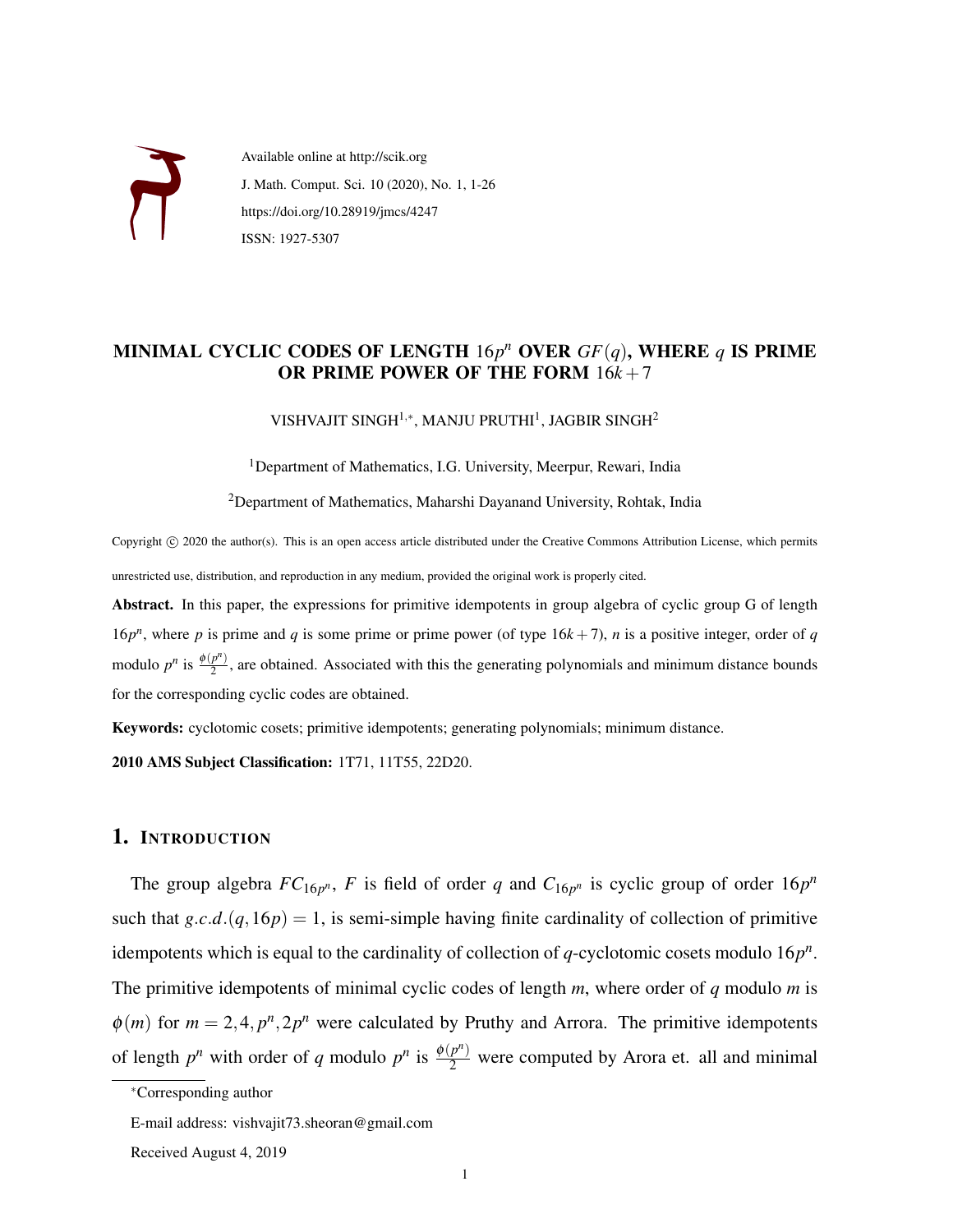Available online at http://scik.org

J. Math. Comput. Sci. 10 (2020), No. 1, 1-26

https://doi.org/10.28919/jmcs/4247

ISSN: 1927-5307

# MINIMAL CYCLIC CODES OF LENGTH $16p^n$ OVER $GF(q)$, WHERE $q$ IS PRIME OR PRIME POWER OF THE FORM $16k+7$

VISHVAJIT SINGH[1,*], MANJU PRUTHI[1], JAGBIR SINGH[2]

[1]Department of Mathematics, I.G. University, Meerpur, Rewari, India

[2]Department of Mathematics, Maharshi Dayanand University, Rohtak, India

Copyright © 2020 the author(s). This is an open access article distributed under the Creative Commons Attribution License, which permits unrestricted use, distribution, and reproduction in any medium, provided the original work is properly cited.

**Abstract.** In this paper, the expressions for primitive idempotents in group algebra of cyclic group G of length $16p^n$, where $p$ is prime and $q$ is some prime or prime power (of type $16k+7$), $n$ is a positive integer, order of $q$ modulo $p^n$ is $\frac{\phi(p^n)}{2}$, are obtained. Associated with this the generating polynomials and minimum distance bounds for the corresponding cyclic codes are obtained.

**Keywords:** cyclotomic cosets; primitive idempotents; generating polynomials; minimum distance.

**2010 AMS Subject Classification:** 1T71, 11T55, 22D20.

## 1. Introduction

The group algebra $FC_{16p^n}$, $F$ is field of order $q$ and $C_{16p^n}$ is cyclic group of order $16p^n$ such that $g.c.d.(q,16p)=1$, is semi-simple having finite cardinality of collection of primitive idempotents which is equal to the cardinality of collection of $q$-cyclotomic cosets modulo $16p^n$. The primitive idempotents of minimal cyclic codes of length $m$, where order of $q$ modulo $m$ is $\phi(m)$ for $m=2,4,p^n,2p^n$ were calculated by Pruthy and Arrora. The primitive idempotents of length $p^n$ with order of $q$ modulo $p^n$ is $\frac{\phi(p^n)}{2}$ were computed by Arora et. all and minimal

*Corresponding author

E-mail address: vishvajit73.sheoran@gmail.com

Received August 4, 2019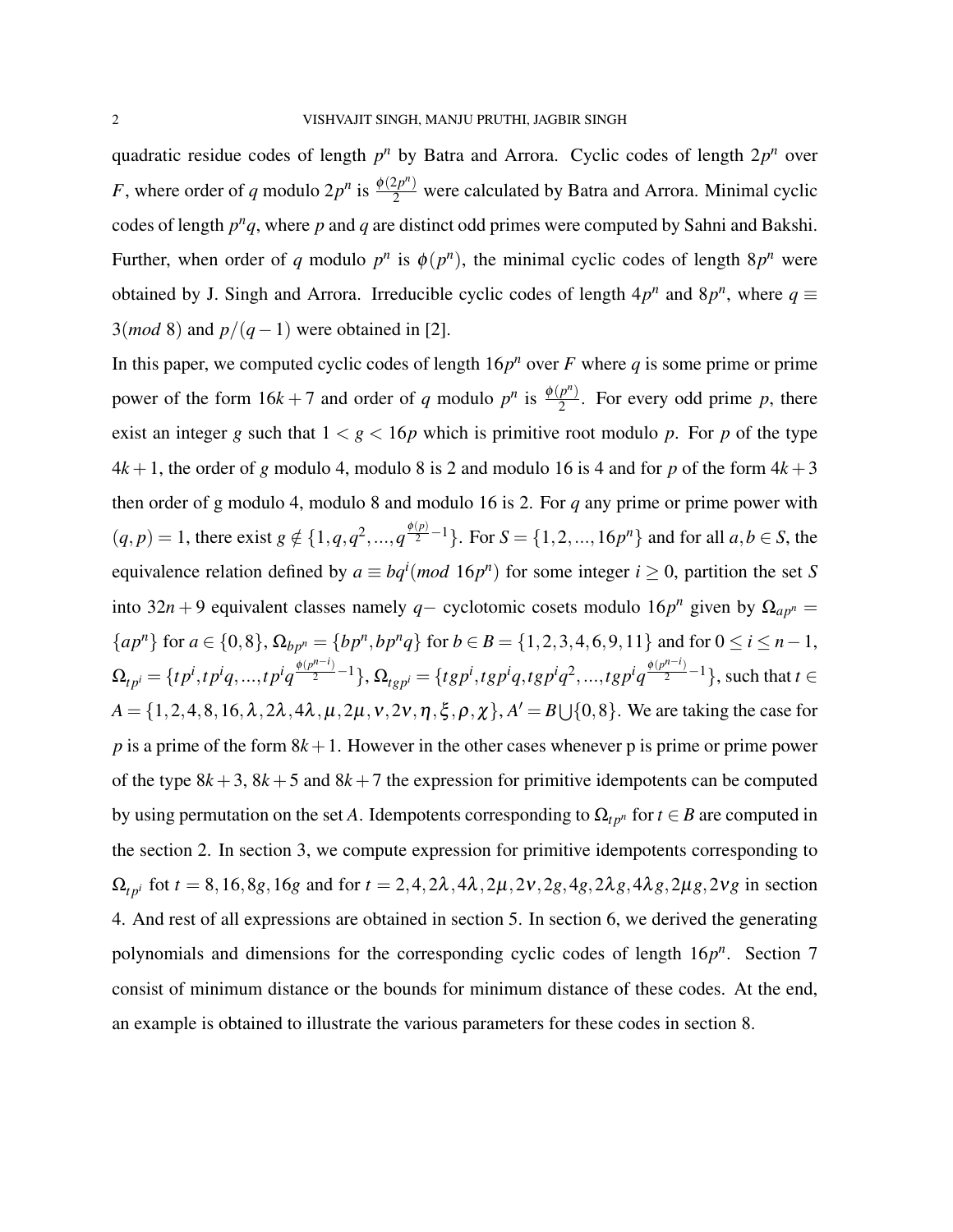quadratic residue codes of length $p^n$ by Batra and Arrora. Cyclic codes of length $2p^n$ over $F$, where order of $q$ modulo $2p^n$ is $\frac{\phi(2p^n)}{2}$ were calculated by Batra and Arrora. Minimal cyclic codes of length $p^n q$, where $p$ and $q$ are distinct odd primes were computed by Sahni and Bakshi. Further, when order of $q$ modulo $p^n$ is $\phi(p^n)$, the minimal cyclic codes of length $8p^n$ were obtained by J. Singh and Arrora. Irreducible cyclic codes of length $4p^n$ and $8p^n$, where $q \equiv 3(mod\ 8)$ and $p/(q-1)$ were obtained in [2].

In this paper, we computed cyclic codes of length $16p^n$ over $F$ where $q$ is some prime or prime power of the form $16k+7$ and order of $q$ modulo $p^n$ is $\frac{\phi(p^n)}{2}$. For every odd prime $p$, there exist an integer $g$ such that $1 < g < 16p$ which is primitive root modulo $p$. For $p$ of the type $4k+1$, the order of $g$ modulo 4, modulo 8 is 2 and modulo 16 is 4 and for $p$ of the form $4k+3$ then order of g modulo 4, modulo 8 and modulo 16 is 2. For $q$ any prime or prime power with $(q,p) = 1$, there exist $g \notin \{1, q, q^2, ..., q^{\frac{\phi(p)}{2}-1}\}$. For $S = \{1, 2, ..., 16p^n\}$ and for all $a, b \in S$, the equivalence relation defined by $a \equiv bq^i(mod\ 16p^n)$ for some integer $i \geq 0$, partition the set $S$ into $32n+9$ equivalent classes namely $q-$ cyclotomic cosets modulo $16p^n$ given by $\Omega_{ap^n} = \{ap^n\}$ for $a \in \{0, 8\}$, $\Omega_{bp^n} = \{bp^n, bp^n q\}$ for $b \in B = \{1, 2, 3, 4, 6, 9, 11\}$ and for $0 \leq i \leq n-1$, $\Omega_{tp^i} = \{tp^i, tp^i q, ..., tp^i q^{\frac{\phi(p^{n-i})}{2}-1}\}$, $\Omega_{tgp^i} = \{tgp^i, tgp^i q, tgp^i q^2, ..., tgp^i q^{\frac{\phi(p^{n-i})}{2}-1}\}$, such that $t \in A = \{1, 2, 4, 8, 16, \lambda, 2\lambda, 4\lambda, \mu, 2\mu, \nu, 2\nu, \eta, \xi, \rho, \chi\}$, $A' = B \bigcup \{0, 8\}$. We are taking the case for $p$ is a prime of the form $8k+1$. However in the other cases whenever p is prime or prime power of the type $8k+3$, $8k+5$ and $8k+7$ the expression for primitive idempotents can be computed by using permutation on the set $A$. Idempotents corresponding to $\Omega_{tp^n}$ for $t \in B$ are computed in the section 2. In section 3, we compute expression for primitive idempotents corresponding to $\Omega_{tp^i}$ fot $t = 8, 16, 8g, 16g$ and for $t = 2, 4, 2\lambda, 4\lambda, 2\mu, 2\nu, 2g, 4g, 2\lambda g, 4\lambda g, 2\mu g, 2\nu g$ in section 4. And rest of all expressions are obtained in section 5. In section 6, we derived the generating polynomials and dimensions for the corresponding cyclic codes of length $16p^n$. Section 7 consist of minimum distance or the bounds for minimum distance of these codes. At the end, an example is obtained to illustrate the various parameters for these codes in section 8.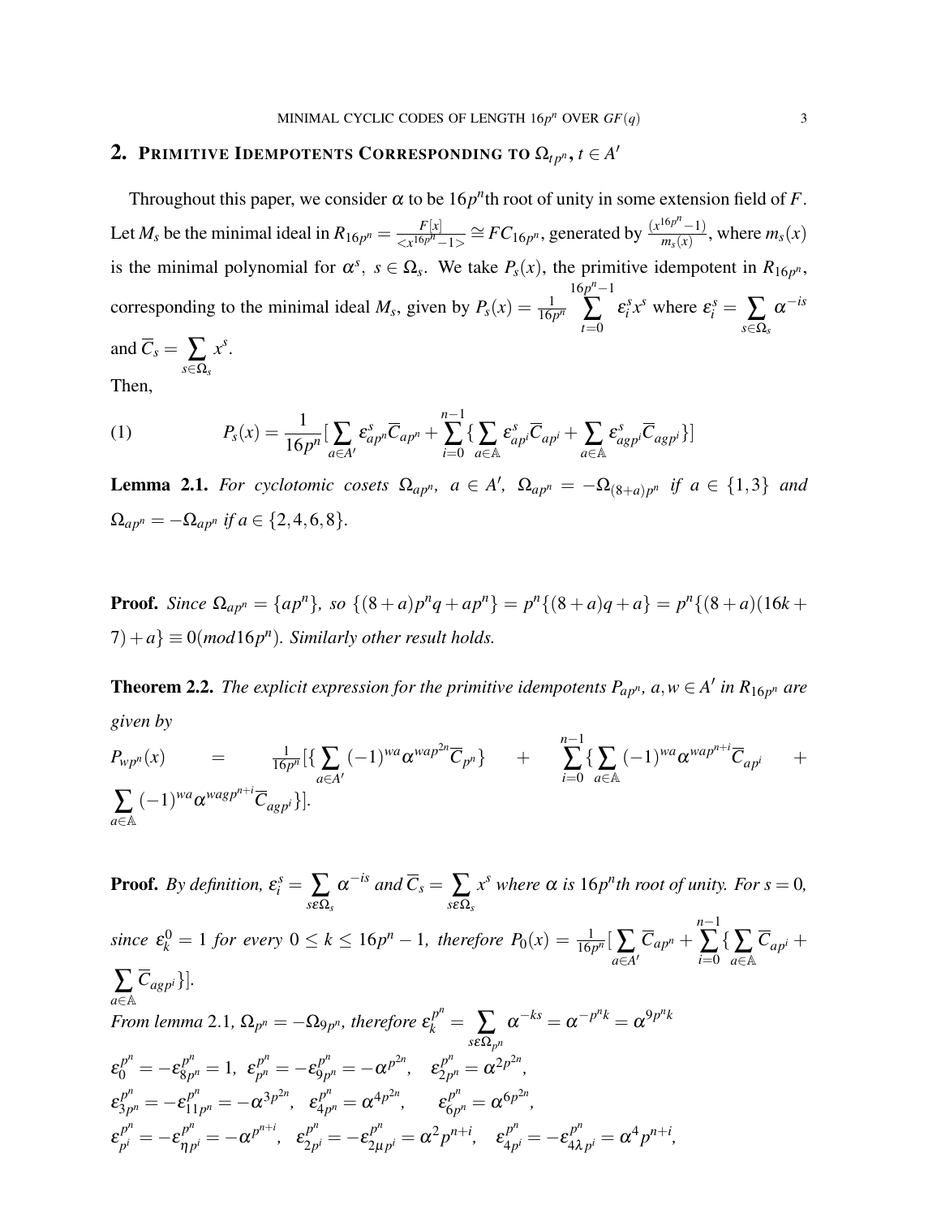## 2. Primitive Idempotents Corresponding to $\Omega_{tp^n}$, $t \in A'$

Throughout this paper, we consider $\alpha$ to be $16p^n$th root of unity in some extension field of $F$. Let $M_s$ be the minimal ideal in $R_{16p^n} = \frac{F[x]}{<x^{16p^n}-1>} \cong FC_{16p^n}$, generated by $\frac{(x^{16p^n}-1)}{m_s(x)}$, where $m_s(x)$ is the minimal polynomial for $\alpha^s$, $s \in \Omega_s$. We take $P_s(x)$, the primitive idempotent in $R_{16p^n}$, corresponding to the minimal ideal $M_s$, given by $P_s(x) = \frac{1}{16p^n} \sum_{t=0}^{16p^n-1} \varepsilon_i^s x^s$ where $\varepsilon_i^s = \sum_{s\in\Omega_s} \alpha^{-is}$ and $\overline{C}_s = \sum_{s\in\Omega_s} x^s$.

Then,

$$P_s(x) = \frac{1}{16p^n}[\sum_{a\in A'} \varepsilon^s_{ap^n}\overline{C}_{ap^n} + \sum_{i=0}^{n-1}\{\sum_{a\in\mathbb{A}} \varepsilon^s_{ap^i}\overline{C}_{ap^i} + \sum_{a\in\mathbb{A}} \varepsilon^s_{agp^i}\overline{C}_{agp^i}\}] \tag{1}$$

**Lemma 2.1.** *For cyclotomic cosets $\Omega_{ap^n}$, $a \in A'$, $\Omega_{ap^n} = -\Omega_{(8+a)p^n}$ if $a \in \{1,3\}$ and $\Omega_{ap^n} = -\Omega_{ap^n}$ if $a \in \{2,4,6,8\}$.*

**Proof.** *Since $\Omega_{ap^n} = \{ap^n\}$, so $\{(8+a)p^n q + ap^n\} = p^n\{(8+a)q + a\} = p^n\{(8+a)(16k+7)+a\} \equiv 0(mod 16p^n)$. Similarly other result holds.*

**Theorem 2.2.** *The explicit expression for the primitive idempotents $P_{ap^n}$, $a,w \in A'$ in $R_{16p^n}$ are given by*

$P_{wp^n}(x) = \frac{1}{16p^n}[\{\sum_{a\in A'}(-1)^{wa}\alpha^{wap^{2n}}\overline{C}_{p^n}\} + \sum_{i=0}^{n-1}\{\sum_{a\in\mathbb{A}}(-1)^{wa}\alpha^{wap^{n+i}}\overline{C}_{ap^i} + \sum_{a\in\mathbb{A}}(-1)^{wa}\alpha^{wagp^{n+i}}\overline{C}_{agp^i}\}]$.

**Proof.** *By definition, $\varepsilon_i^s = \sum_{s\varepsilon\Omega_s}\alpha^{-is}$ and $\overline{C}_s = \sum_{s\varepsilon\Omega_s} x^s$ where $\alpha$ is $16p^n$th root of unity. For $s = 0$, since $\varepsilon_k^0 = 1$ for every $0 \le k \le 16p^n - 1$, therefore $P_0(x) = \frac{1}{16p^n}[\sum_{a\in A'}\overline{C}_{ap^n} + \sum_{i=0}^{n-1}\{\sum_{a\in\mathbb{A}}\overline{C}_{ap^i} + \sum_{a\in\mathbb{A}}\overline{C}_{agp^i}\}]$.*

*From lemma 2.1, $\Omega_{p^n} = -\Omega_{9p^n}$, therefore $\varepsilon_k^{p^n} = \sum_{s\varepsilon\Omega_{p^n}}\alpha^{-ks} = \alpha^{-p^n k} = \alpha^{9p^n k}$*

$\varepsilon_0^{p^n} = -\varepsilon_{8p^n}^{p^n} = 1$, $\varepsilon_{p^n}^{p^n} = -\varepsilon_{9p^n}^{p^n} = -\alpha^{p^{2n}}$, $\varepsilon_{2p^n}^{p^n} = \alpha^{2p^{2n}}$,

$\varepsilon_{3p^n}^{p^n} = -\varepsilon_{11p^n}^{p^n} = -\alpha^{3p^{2n}}$, $\varepsilon_{4p^n}^{p^n} = \alpha^{4p^{2n}}$, $\varepsilon_{6p^n}^{p^n} = \alpha^{6p^{2n}}$,

$\varepsilon_{p^i}^{p^n} = -\varepsilon_{\eta p^i}^{p^n} = -\alpha^{p^{n+i}}$, $\varepsilon_{2p^i}^{p^n} = -\varepsilon_{2\mu p^i}^{p^n} = \alpha^2 p^{n+i}$, $\varepsilon_{4p^i}^{p^n} = -\varepsilon_{4\lambda p^i}^{p^n} = \alpha^4 p^{n+i}$,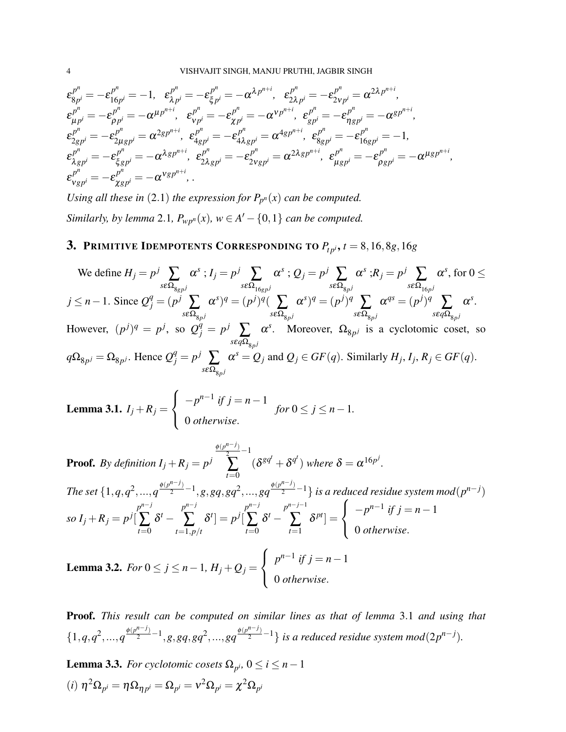$$\varepsilon_{8p^i}^{p^n} = -\varepsilon_{16p^i}^{p^n} = -1, \;\; \varepsilon_{\lambda p^i}^{p^n} = -\varepsilon_{\xi p^i}^{p^n} = -\alpha^{\lambda p^{n+i}}, \;\; \varepsilon_{2\lambda p^i}^{p^n} = -\varepsilon_{2\nu p^i}^{p^n} = \alpha^{2\lambda p^{n+i}},$$
$$\varepsilon_{\mu p^i}^{p^n} = -\varepsilon_{\rho p^i}^{p^n} = -\alpha^{\mu p^{n+i}}, \;\; \varepsilon_{\nu p^i}^{p^n} = -\varepsilon_{\chi p^i}^{p^n} = -\alpha^{\nu p^{n+i}}, \;\; \varepsilon_{g p^i}^{p^n} = -\varepsilon_{\eta g p^i}^{p^n} = -\alpha^{g p^{n+i}},$$
$$\varepsilon_{2g p^i}^{p^n} = -\varepsilon_{2\mu g p^i}^{p^n} = \alpha^{2g p^{n+i}}, \;\; \varepsilon_{4g p^i}^{p^n} = -\varepsilon_{4\lambda g p^i}^{p^n} = \alpha^{4g p^{n+i}}, \;\; \varepsilon_{8g p^i}^{p^n} = -\varepsilon_{16g p^i}^{p^n} = -1,$$
$$\varepsilon_{\lambda g p^i}^{p^n} = -\varepsilon_{\xi g p^i}^{p^n} = -\alpha^{\lambda g p^{n+i}}, \;\; \varepsilon_{2\lambda g p^i}^{p^n} = -\varepsilon_{2\nu g p^i}^{p^n} = \alpha^{2\lambda g p^{n+i}}, \;\; \varepsilon_{\mu g p^i}^{p^n} = -\varepsilon_{\rho g p^i}^{p^n} = -\alpha^{\mu g p^{n+i}},$$
$$\varepsilon_{\nu g p^i}^{p^n} = -\varepsilon_{\chi g p^i}^{p^n} = -\alpha^{\nu g p^{n+i}}, .$$

*Using all these in* (2.1) *the expression for $P_{p^n}(x)$ can be computed.*

*Similarly, by lemma* 2.1*, $P_{wp^n}(x)$, $w \in A' - \{0,1\}$ can be computed.*

## 3. Primitive Idempotents Corresponding to $P_{tp^i}$, $t = 8, 16, 8g, 16g$

We define $H_j = p^j \sum_{s\varepsilon\Omega_{8gp^j}} \alpha^s$ ; $I_j = p^j \sum_{s\varepsilon\Omega_{16gp^j}} \alpha^s$ ; $Q_j = p^j \sum_{s\varepsilon\Omega_{8p^j}} \alpha^s$ ;$R_j = p^j \sum_{s\varepsilon\Omega_{16p^j}} \alpha^s$, for $0 \leq j \leq n-1$. Since $Q_j^q = (p^j \sum_{s\varepsilon\Omega_{8p^j}} \alpha^s)^q = (p^j)^q (\sum_{s\varepsilon\Omega_{8p^j}} \alpha^s)^q = (p^j)^q \sum_{s\varepsilon\Omega_{8p^j}} \alpha^{qs} = (p^j)^q \sum_{s\varepsilon q\Omega_{8p^j}} \alpha^s$. However, $(p^j)^q = p^j$, so $Q_j^q = p^j \sum_{s\varepsilon q\Omega_{8p^j}} \alpha^s$. Moreover, $\Omega_{8p^j}$ is a cyclotomic coset, so $q\Omega_{8p^j} = \Omega_{8p^j}$. Hence $Q_j^q = p^j \sum_{s\varepsilon\Omega_{8p^j}} \alpha^s = Q_j$ and $Q_j \in GF(q)$. Similarly $H_j, I_j, R_j \in GF(q)$.

**Lemma 3.1.** $I_j + R_j = \begin{cases} -p^{n-1} \text{ if } j = n-1 \\ 0 \text{ otherwise.} \end{cases}$ *for* $0 \leq j \leq n-1$.

**Proof.** *By definition* $I_j + R_j = p^j \sum_{t=0}^{\frac{\phi(p^{n-j})}{2}-1} (\delta^{gq^t} + \delta^{q^t})$ *where* $\delta = \alpha^{16p^j}$.

*The set* $\{1, q, q^2, ..., q^{\frac{\phi(p^{n-j})}{2}-1}, g, gq, gq^2, ..., gq^{\frac{\phi(p^{n-j})}{2}-1}\}$ *is a reduced residue system* $mod(p^{n-j})$ *so* $I_j + R_j = p^j[\sum_{t=0}^{p^{n-j}} \delta^t - \sum_{t=1, p/t}^{p^{n-j}} \delta^t] = p^j[\sum_{t=0}^{p^{n-j}} \delta^t - \sum_{t=1}^{p^{n-j-1}} \delta^{pt}] = \begin{cases} -p^{n-1} \text{ if } j = n-1 \\ 0 \text{ otherwise.} \end{cases}$

**Lemma 3.2.** *For* $0 \leq j \leq n-1$, $H_j + Q_j = \begin{cases} p^{n-1} \text{ if } j = n-1 \\ 0 \text{ otherwise.} \end{cases}$

**Proof.** *This result can be computed on similar lines as that of lemma* 3.1 *and using that* $\{1, q, q^2, ..., q^{\frac{\phi(p^{n-j})}{2}-1}, g, gq, gq^2, ..., gq^{\frac{\phi(p^{n-j})}{2}-1}\}$ *is a reduced residue system* $mod(2p^{n-j})$.

**Lemma 3.3.** *For cyclotomic cosets* $\Omega_{p^i}$, $0 \leq i \leq n-1$

(*i*) $\eta^2\Omega_{p^i} = \eta\Omega_{\eta p^i} = \Omega_{p^i} = \nu^2\Omega_{p^i} = \chi^2\Omega_{p^i}$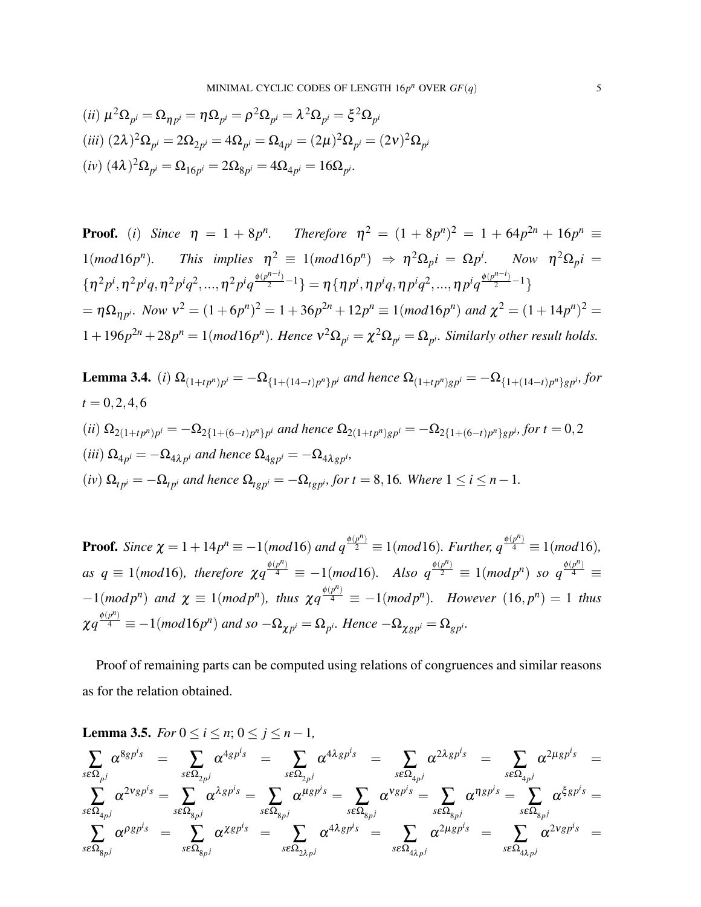(*ii*) $\mu^2\Omega_{p^i} = \Omega_{\eta p^i} = \eta\Omega_{p^i} = \rho^2\Omega_{p^i} = \lambda^2\Omega_{p^i} = \xi^2\Omega_{p^i}$

(*iii*) $(2\lambda)^2\Omega_{p^i} = 2\Omega_{2p^i} = 4\Omega_{p^i} = \Omega_{4p^i} = (2\mu)^2\Omega_{p^i} = (2\nu)^2\Omega_{p^i}$

(*iv*) $(4\lambda)^2\Omega_{p^i} = \Omega_{16p^i} = 2\Omega_{8p^i} = 4\Omega_{4p^i} = 16\Omega_{p^i}$.

**Proof.** (*i*) *Since* $\eta = 1 + 8p^n$. *Therefore* $\eta^2 = (1+8p^n)^2 = 1 + 64p^{2n} + 16p^n \equiv 1(mod 16p^n)$. *This implies* $\eta^2 \equiv 1(mod 16p^n) \Rightarrow \eta^2\Omega_p i = \Omega p^i$. *Now* $\eta^2\Omega_p i = \{\eta^2 p^i, \eta^2 p^i q, \eta^2 p^i q^2, ..., \eta^2 p^i q^{\frac{\phi(p^{n-i})}{2}-1}\} = \eta\{\eta p^i, \eta p^i q, \eta p^i q^2, ..., \eta p^i q^{\frac{\phi(p^{n-i})}{2}-1}\}$ $= \eta\Omega_{\eta p^i}$. *Now* $\nu^2 = (1+6p^n)^2 = 1 + 36p^{2n} + 12p^n \equiv 1(mod 16p^n)$ *and* $\chi^2 = (1+14p^n)^2 = 1 + 196p^{2n} + 28p^n = 1(mod 16p^n)$. *Hence* $\nu^2\Omega_{p^i} = \chi^2\Omega_{p^i} = \Omega_{p^i}$. *Similarly other result holds.*

**Lemma 3.4.** (*i*) $\Omega_{(1+tp^n)p^i} = -\Omega_{\{1+(14-t)p^n\}p^i}$ *and hence* $\Omega_{(1+tp^n)gp^i} = -\Omega_{\{1+(14-t)p^n\}gp^i}$, *for* $t = 0, 2, 4, 6$

(*ii*) $\Omega_{2(1+tp^n)p^i} = -\Omega_{2\{1+(6-t)p^n\}p^i}$ *and hence* $\Omega_{2(1+tp^n)gp^i} = -\Omega_{2\{1+(6-t)p^n\}gp^i}$, *for* $t = 0, 2$

(*iii*) $\Omega_{4p^i} = -\Omega_{4\lambda p^i}$ *and hence* $\Omega_{4gp^i} = -\Omega_{4\lambda gp^i}$,

(*iv*) $\Omega_{tp^i} = -\Omega_{tp^i}$ *and hence* $\Omega_{tgp^i} = -\Omega_{tgp^i}$, *for* $t = 8, 16$. *Where* $1 \leq i \leq n-1$.

**Proof.** *Since* $\chi = 1 + 14p^n \equiv -1(mod 16)$ *and* $q^{\frac{\phi(p^n)}{2}} \equiv 1(mod 16)$. *Further,* $q^{\frac{\phi(p^n)}{4}} \equiv 1(mod 16)$, *as* $q \equiv 1(mod 16)$, *therefore* $\chi q^{\frac{\phi(p^n)}{4}} \equiv -1(mod 16)$. *Also* $q^{\frac{\phi(p^n)}{2}} \equiv 1(mod p^n)$ *so* $q^{\frac{\phi(p^n)}{4}} \equiv -1(mod p^n)$ *and* $\chi \equiv 1(mod p^n)$, *thus* $\chi q^{\frac{\phi(p^n)}{4}} \equiv -1(mod p^n)$. *However* $(16, p^n) = 1$ *thus* $\chi q^{\frac{\phi(p^n)}{4}} \equiv -1(mod 16p^n)$ *and so* $-\Omega_{\chi p^i} = \Omega_{p^i}$. *Hence* $-\Omega_{\chi gp^i} = \Omega_{gp^i}$.

Proof of remaining parts can be computed using relations of congruences and similar reasons as for the relation obtained.

**Lemma 3.5.** *For* $0 \leq i \leq n$; $0 \leq j \leq n-1$,

$$\sum_{s\varepsilon\Omega_{p^j}} \alpha^{8gp^is} = \sum_{s\varepsilon\Omega_{2p^j}} \alpha^{4gp^is} = \sum_{s\varepsilon\Omega_{2p^j}} \alpha^{4\lambda gp^is} = \sum_{s\varepsilon\Omega_{4p^j}} \alpha^{2\lambda gp^is} = \sum_{s\varepsilon\Omega_{4p^j}} \alpha^{2\mu gp^is} =$$
$$\sum_{s\varepsilon\Omega_{4p^j}} \alpha^{2\nu gp^is} = \sum_{s\varepsilon\Omega_{8p^j}} \alpha^{\lambda gp^is} = \sum_{s\varepsilon\Omega_{8p^j}} \alpha^{\mu gp^is} = \sum_{s\varepsilon\Omega_{8p^j}} \alpha^{\nu gp^is} = \sum_{s\varepsilon\Omega_{8p^j}} \alpha^{\eta gp^is} = \sum_{s\varepsilon\Omega_{8p^j}} \alpha^{\xi gp^is} =$$
$$\sum_{s\varepsilon\Omega_{8p^j}} \alpha^{\rho gp^is} = \sum_{s\varepsilon\Omega_{8p^j}} \alpha^{\chi gp^is} = \sum_{s\varepsilon\Omega_{2\lambda p^j}} \alpha^{4\lambda gp^is} = \sum_{s\varepsilon\Omega_{4\lambda p^j}} \alpha^{2\mu gp^is} = \sum_{s\varepsilon\Omega_{4\lambda p^j}} \alpha^{2\nu gp^is} =$$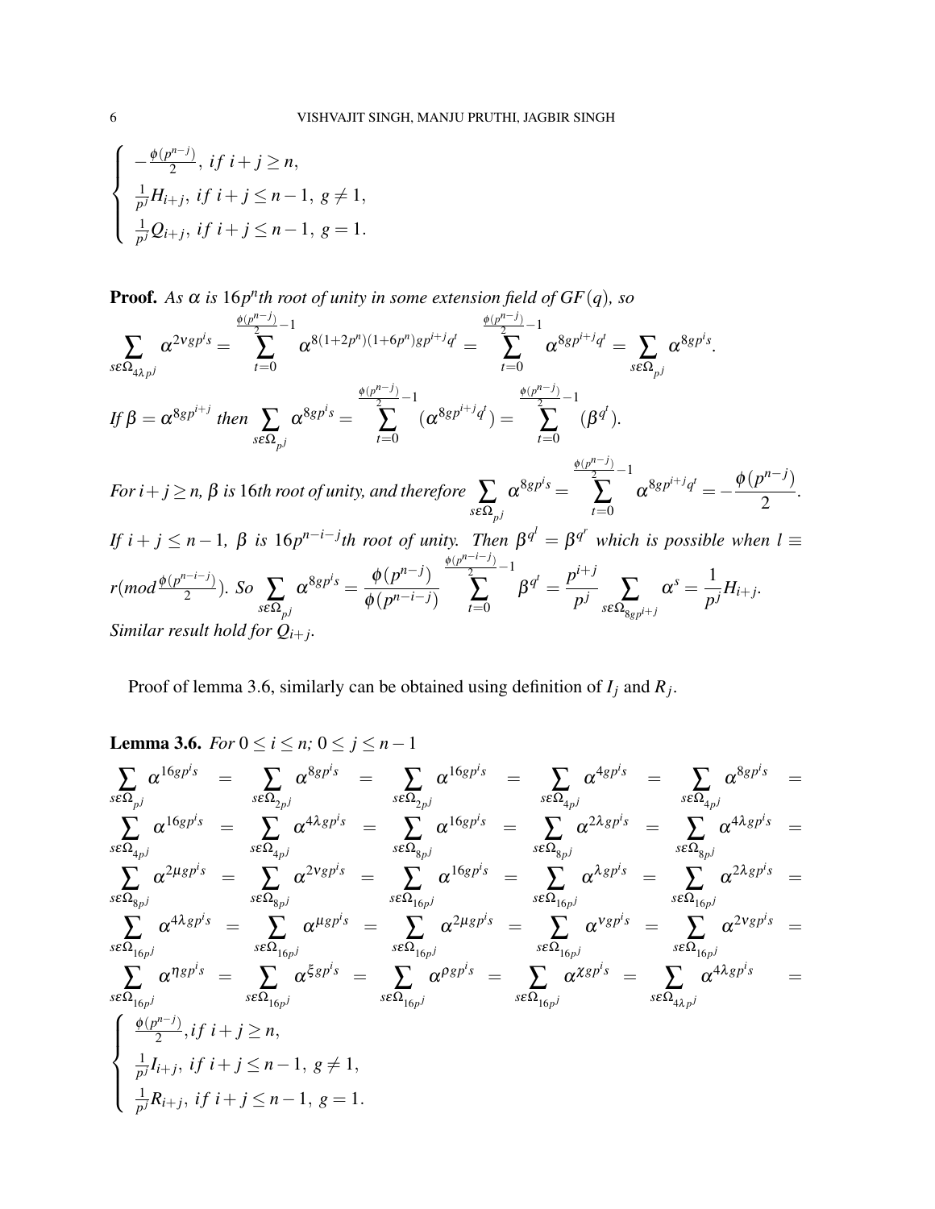$$\begin{cases} -\frac{\phi(p^{n-j})}{2}, \ if \ i+j \geq n, \\ \frac{1}{p^j} H_{i+j}, \ if \ i+j \leq n-1, \ g \neq 1, \\ \frac{1}{p^j} Q_{i+j}, \ if \ i+j \leq n-1, \ g = 1. \end{cases}$$

**Proof.** *As $\alpha$ is $16p^n$th root of unity in some extension field of $GF(q)$, so*

$$\sum_{s \varepsilon \Omega_{4\lambda p^j}} \alpha^{2\nu g p^i s} = \sum_{t=0}^{\frac{\phi(p^{n-j})}{2}-1} \alpha^{8(1+2p^n)(1+6p^n) g p^{i+j} q^t} = \sum_{t=0}^{\frac{\phi(p^{n-j})}{2}-1} \alpha^{8 g p^{i+j} q^t} = \sum_{s \varepsilon \Omega_{p^j}} \alpha^{8 g p^i s}.$$

*If $\beta = \alpha^{8gp^{i+j}}$ then* $\sum_{s \varepsilon \Omega_{p^j}} \alpha^{8gp^i s} = \sum_{t=0}^{\frac{\phi(p^{n-j})}{2}-1} (\alpha^{8gp^{i+j}q^t}) = \sum_{t=0}^{\frac{\phi(p^{n-j})}{2}-1} (\beta^{q^t}).$

*For $i+j \geq n$, $\beta$ is $16$th root of unity, and therefore* $\sum_{s \varepsilon \Omega_{p^j}} \alpha^{8gp^i s} = \sum_{t=0}^{\frac{\phi(p^{n-j})}{2}-1} \alpha^{8gp^{i+j}q^t} = -\frac{\phi(p^{n-j})}{2}.$

*If $i+j \leq n-1$, $\beta$ is $16p^{n-i-j}$th root of unity. Then $\beta^{q^l} = \beta^{q^r}$ which is possible when $l \equiv r (mod \frac{\phi(p^{n-i-j})}{2})$. So* $\sum_{s \varepsilon \Omega_{p^j}} \alpha^{8gp^i s} = \frac{\phi(p^{n-j})}{\phi(p^{n-i-j})} \sum_{t=0}^{\frac{\phi(p^{n-i-j})}{2}-1} \beta^{q^t} = \frac{p^{i+j}}{p^j} \sum_{s \varepsilon \Omega_{8gp^{i+j}}} \alpha^s = \frac{1}{p^j} H_{i+j}.$
*Similar result hold for $Q_{i+j}$.*

Proof of lemma 3.6, similarly can be obtained using definition of $I_j$ and $R_j$.

**Lemma 3.6.** *For $0 \leq i \leq n$; $0 \leq j \leq n-1$*

$$\sum_{s \varepsilon \Omega_{p^j}} \alpha^{16gp^i s} = \sum_{s \varepsilon \Omega_{2p^j}} \alpha^{8gp^i s} = \sum_{s \varepsilon \Omega_{2p^j}} \alpha^{16gp^i s} = \sum_{s \varepsilon \Omega_{4p^j}} \alpha^{4gp^i s} = \sum_{s \varepsilon \Omega_{4p^j}} \alpha^{8gp^i s} =$$
$$\sum_{s \varepsilon \Omega_{4p^j}} \alpha^{16gp^i s} = \sum_{s \varepsilon \Omega_{4p^j}} \alpha^{4\lambda gp^i s} = \sum_{s \varepsilon \Omega_{8p^j}} \alpha^{16gp^i s} = \sum_{s \varepsilon \Omega_{8p^j}} \alpha^{2\lambda gp^i s} = \sum_{s \varepsilon \Omega_{8p^j}} \alpha^{4\lambda gp^i s} =$$
$$\sum_{s \varepsilon \Omega_{8p^j}} \alpha^{2\mu gp^i s} = \sum_{s \varepsilon \Omega_{8p^j}} \alpha^{2\nu gp^i s} = \sum_{s \varepsilon \Omega_{16p^j}} \alpha^{16gp^i s} = \sum_{s \varepsilon \Omega_{16p^j}} \alpha^{\lambda gp^i s} = \sum_{s \varepsilon \Omega_{16p^j}} \alpha^{2\lambda gp^i s} =$$
$$\sum_{s \varepsilon \Omega_{16p^j}} \alpha^{4\lambda gp^i s} = \sum_{s \varepsilon \Omega_{16p^j}} \alpha^{\mu gp^i s} = \sum_{s \varepsilon \Omega_{16p^j}} \alpha^{2\mu gp^i s} = \sum_{s \varepsilon \Omega_{16p^j}} \alpha^{\nu gp^i s} = \sum_{s \varepsilon \Omega_{16p^j}} \alpha^{2\nu gp^i s} =$$
$$\sum_{s \varepsilon \Omega_{16p^j}} \alpha^{\eta gp^i s} = \sum_{s \varepsilon \Omega_{16p^j}} \alpha^{\xi gp^i s} = \sum_{s \varepsilon \Omega_{16p^j}} \alpha^{\rho gp^i s} = \sum_{s \varepsilon \Omega_{16p^j}} \alpha^{\chi gp^i s} = \sum_{s \varepsilon \Omega_{4\lambda p^j}} \alpha^{4\lambda gp^i s} =$$
$$\begin{cases} \frac{\phi(p^{n-j})}{2}, if \ i+j \geq n, \\ \frac{1}{p^j} I_{i+j}, \ if \ i+j \leq n-1, \ g \neq 1, \\ \frac{1}{p^j} R_{i+j}, \ if \ i+j \leq n-1, \ g = 1. \end{cases}$$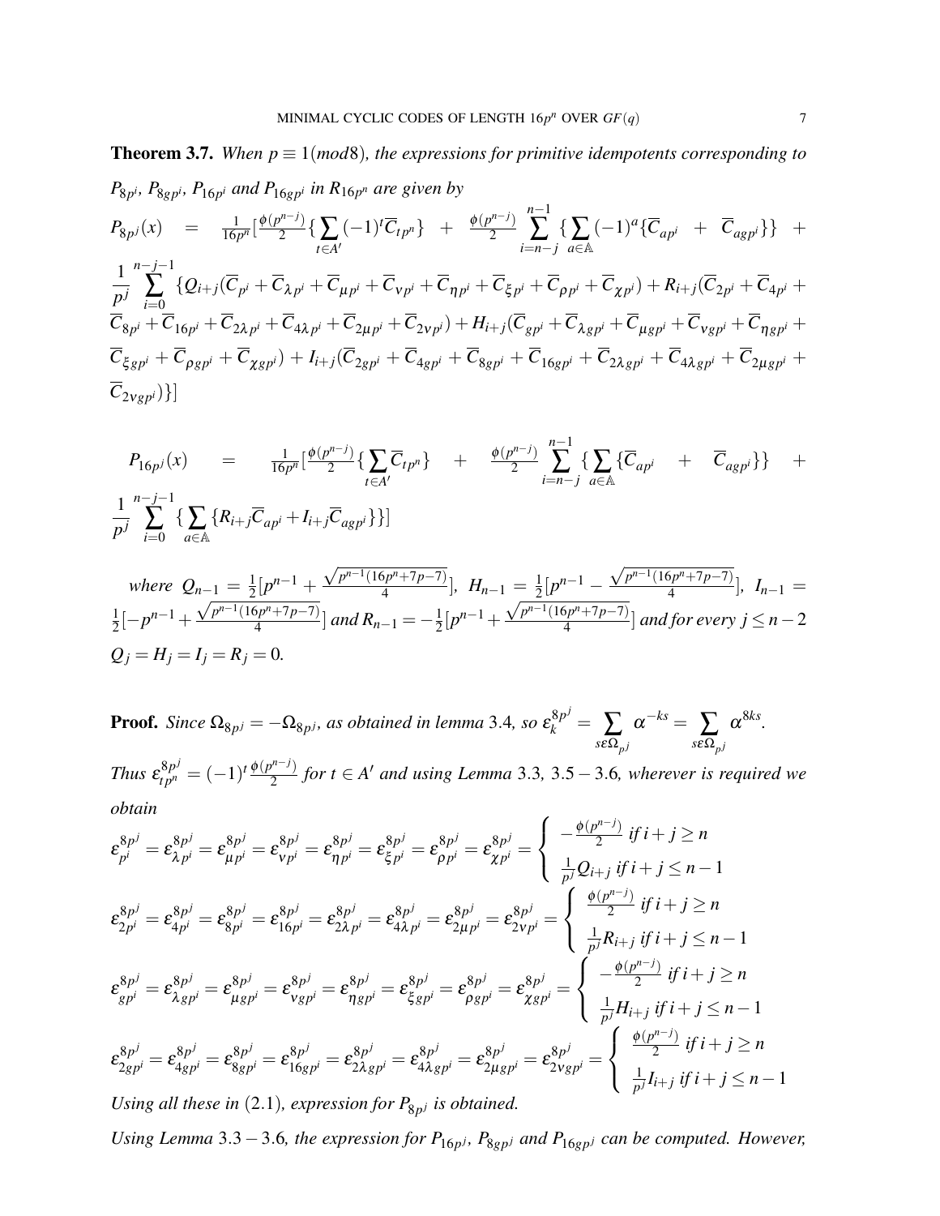**Theorem 3.7.** *When $p \equiv 1 (mod 8)$, the expressions for primitive idempotents corresponding to $P_{8p^i}$, $P_{8gp^i}$, $P_{16p^i}$ and $P_{16gp^i}$ in $R_{16p^n}$ are given by*

$$P_{8p^j}(x) = \frac{1}{16p^n}\Big[\frac{\phi(p^{n-j})}{2}\{\sum_{t\in A'}(-1)^t\overline{C}_{tp^n}\} + \frac{\phi(p^{n-j})}{2}\sum_{i=n-j}^{n-1}\{\sum_{a\in\mathbb{A}}(-1)^a\{\overline{C}_{ap^i} + \overline{C}_{agp^i}\}\} + \frac{1}{p^j}\sum_{i=0}^{n-j-1}\{Q_{i+j}(\overline{C}_{p^i}+\overline{C}_{\lambda p^i}+\overline{C}_{\mu p^i}+\overline{C}_{\nu p^i}+\overline{C}_{\eta p^i}+\overline{C}_{\xi p^i}+\overline{C}_{\rho p^i}+\overline{C}_{\chi p^i})+R_{i+j}(\overline{C}_{2p^i}+\overline{C}_{4p^i}+\overline{C}_{8p^i}+\overline{C}_{16p^i}+\overline{C}_{2\lambda p^i}+\overline{C}_{4\lambda p^i}+\overline{C}_{2\mu p^i}+\overline{C}_{2\nu p^i})+H_{i+j}(\overline{C}_{gp^i}+\overline{C}_{\lambda gp^i}+\overline{C}_{\mu gp^i}+\overline{C}_{\nu gp^i}+\overline{C}_{\eta gp^i}+\overline{C}_{\xi gp^i}+\overline{C}_{\rho gp^i}+\overline{C}_{\chi gp^i})+I_{i+j}(\overline{C}_{2gp^i}+\overline{C}_{4gp^i}+\overline{C}_{8gp^i}+\overline{C}_{16gp^i}+\overline{C}_{2\lambda gp^i}+\overline{C}_{4\lambda gp^i}+\overline{C}_{2\mu gp^i}+\overline{C}_{2\nu gp^i})\}\Big]$$

$$P_{16p^j}(x) = \frac{1}{16p^n}\Big[\frac{\phi(p^{n-j})}{2}\{\sum_{t\in A'}\overline{C}_{tp^n}\} + \frac{\phi(p^{n-j})}{2}\sum_{i=n-j}^{n-1}\{\sum_{a\in\mathbb{A}}\{\overline{C}_{ap^i} + \overline{C}_{agp^i}\}\} + \frac{1}{p^j}\sum_{i=0}^{n-j-1}\{\sum_{a\in\mathbb{A}}\{R_{i+j}\overline{C}_{ap^i}+I_{i+j}\overline{C}_{agp^i}\}\}\Big]$$

*where* $Q_{n-1} = \frac{1}{2}[p^{n-1}+\frac{\sqrt{p^{n-1}(16p^n+7p-7)}}{4}]$, $H_{n-1} = \frac{1}{2}[p^{n-1}-\frac{\sqrt{p^{n-1}(16p^n+7p-7)}}{4}]$, $I_{n-1} = \frac{1}{2}[-p^{n-1}+\frac{\sqrt{p^{n-1}(16p^n+7p-7)}}{4}]$ *and* $R_{n-1} = -\frac{1}{2}[p^{n-1}+\frac{\sqrt{p^{n-1}(16p^n+7p-7)}}{4}]$ *and for every* $j \le n-2$ $Q_j = H_j = I_j = R_j = 0$.

**Proof.** *Since $\Omega_{8p^j} = -\Omega_{8p^j}$, as obtained in lemma 3.4, so $\varepsilon_k^{8p^j} = \sum_{s\varepsilon\Omega_{p^j}}\alpha^{-ks} = \sum_{s\varepsilon\Omega_{p^j}}\alpha^{8ks}$. Thus $\varepsilon_{tp^n}^{8p^j} = (-1)^t\frac{\phi(p^{n-j})}{2}$ for $t\in A'$ and using Lemma 3.3, 3.5 − 3.6, wherever is required we obtain*

$$\varepsilon_{p^i}^{8p^j}=\varepsilon_{\lambda p^i}^{8p^j}=\varepsilon_{\mu p^i}^{8p^j}=\varepsilon_{\nu p^i}^{8p^j}=\varepsilon_{\eta p^i}^{8p^j}=\varepsilon_{\xi p^i}^{8p^j}=\varepsilon_{\rho p^i}^{8p^j}=\varepsilon_{\chi p^i}^{8p^j}=\begin{cases}-\frac{\phi(p^{n-j})}{2} & if\, i+j\ge n\\ \frac{1}{p^j}Q_{i+j} & if\, i+j\le n-1\end{cases}$$

$$\varepsilon_{2p^i}^{8p^j}=\varepsilon_{4p^i}^{8p^j}=\varepsilon_{8p^i}^{8p^j}=\varepsilon_{16p^i}^{8p^j}=\varepsilon_{2\lambda p^i}^{8p^j}=\varepsilon_{4\lambda p^i}^{8p^j}=\varepsilon_{2\mu p^i}^{8p^j}=\varepsilon_{2\nu p^i}^{8p^j}=\begin{cases}\frac{\phi(p^{n-j})}{2} & if\, i+j\ge n\\ \frac{1}{p^j}R_{i+j} & if\, i+j\le n-1\end{cases}$$

$$\varepsilon_{gp^i}^{8p^j}=\varepsilon_{\lambda gp^i}^{8p^j}=\varepsilon_{\mu gp^i}^{8p^j}=\varepsilon_{\nu gp^i}^{8p^j}=\varepsilon_{\eta gp^i}^{8p^j}=\varepsilon_{\xi gp^i}^{8p^j}=\varepsilon_{\rho gp^i}^{8p^j}=\varepsilon_{\chi gp^i}^{8p^j}=\begin{cases}-\frac{\phi(p^{n-j})}{2} & if\, i+j\ge n\\ \frac{1}{p^j}H_{i+j} & if\, i+j\le n-1\end{cases}$$

$$\varepsilon_{2gp^i}^{8p^j}=\varepsilon_{4gp^i}^{8p^j}=\varepsilon_{8gp^i}^{8p^j}=\varepsilon_{16gp^i}^{8p^j}=\varepsilon_{2\lambda gp^i}^{8p^j}=\varepsilon_{4\lambda gp^i}^{8p^j}=\varepsilon_{2\mu gp^i}^{8p^j}=\varepsilon_{2\nu gp^i}^{8p^j}=\begin{cases}\frac{\phi(p^{n-j})}{2} & if\, i+j\ge n\\ \frac{1}{p^j}I_{i+j} & if\, i+j\le n-1\end{cases}$$

*Using all these in (2.1), expression for $P_{8p^j}$ is obtained.*

*Using Lemma 3.3 − 3.6, the expression for $P_{16p^j}$, $P_{8gp^j}$ and $P_{16gp^j}$ can be computed. However,*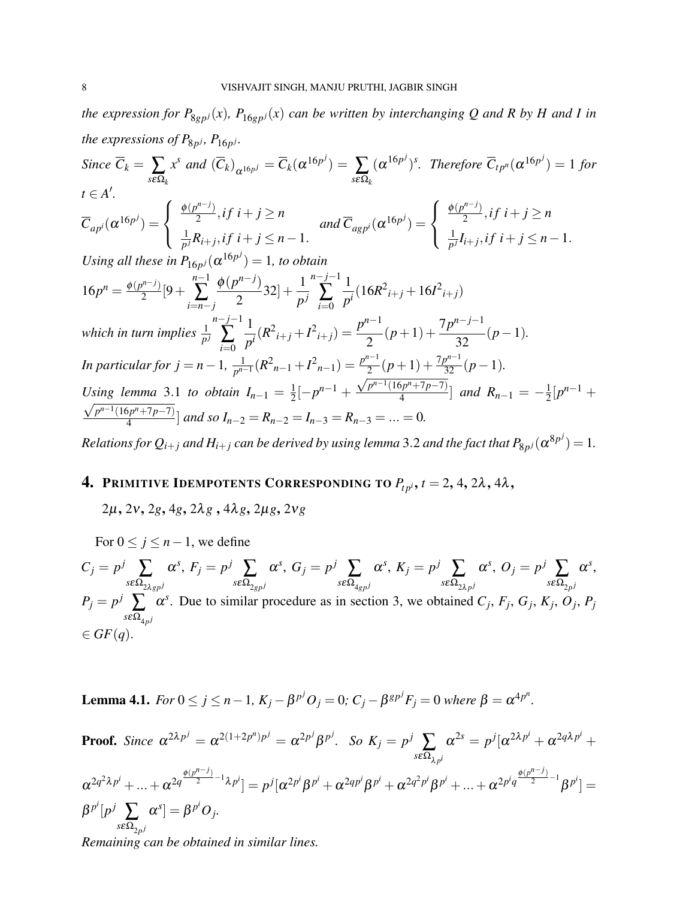*the expression for $P_{8gp^j}(x)$, $P_{16gp^j}(x)$ can be written by interchanging $Q$ and $R$ by $H$ and $I$ in the expressions of $P_{8p^j}$, $P_{16p^j}$.*

*Since $\overline{C}_k = \sum_{s\varepsilon\Omega_k} x^s$ and $(\overline{C}_k)_{\alpha^{16p^j}} = \overline{C}_k(\alpha^{16p^j}) = \sum_{s\varepsilon\Omega_k} (\alpha^{16p^j})^s$. Therefore $\overline{C}_{tp^n}(\alpha^{16p^j}) = 1$ for $t \in A'$.*

$$\overline{C}_{ap^i}(\alpha^{16p^j}) = \begin{cases} \frac{\phi(p^{n-j})}{2}, if\ i+j \geq n \\ \frac{1}{p^j} R_{i+j}, if\ i+j \leq n-1. \end{cases} \quad and\ \overline{C}_{agp^i}(\alpha^{16p^j}) = \begin{cases} \frac{\phi(p^{n-j})}{2}, if\ i+j \geq n \\ \frac{1}{p^j} I_{i+j}, if\ i+j \leq n-1. \end{cases}$$

*Using all these in $P_{16p^j}(\alpha^{16p^j}) = 1$, to obtain*

$$16p^n = \frac{\phi(p^{n-j})}{2}[9 + \sum_{i=n-j}^{n-1} \frac{\phi(p^{n-j})}{2} 32] + \frac{1}{p^j} \sum_{i=0}^{n-j-1} \frac{1}{p^i}(16R^2{}_{i+j} + 16I^2{}_{i+j})$$

*which in turn implies* $\frac{1}{p^j} \sum_{i=0}^{n-j-1} \frac{1}{p^i}(R^2{}_{i+j} + I^2{}_{i+j}) = \frac{p^{n-1}}{2}(p+1) + \frac{7p^{n-j-1}}{32}(p-1).$

*In particular for $j = n-1$, $\frac{1}{p^{n-1}}(R^2{}_{n-1} + I^2{}_{n-1}) = \frac{p^{n-1}}{2}(p+1) + \frac{7p^{n-1}}{32}(p-1)$.*

*Using lemma 3.1 to obtain $I_{n-1} = \frac{1}{2}[-p^{n-1} + \frac{\sqrt{p^{n-1}(16p^n+7p-7)}}{4}]$ and $R_{n-1} = -\frac{1}{2}[p^{n-1} + \frac{\sqrt{p^{n-1}(16p^n+7p-7)}}{4}]$ and so $I_{n-2} = R_{n-2} = I_{n-3} = R_{n-3} = ... = 0$.*

*Relations for $Q_{i+j}$ and $H_{i+j}$ can be derived by using lemma 3.2 and the fact that $P_{8p^j}(\alpha^{8p^j}) = 1$.*

## 4. Primitive Idempotents Corresponding to $P_{tp^i}$, $t = 2, 4, 2\lambda, 4\lambda, 2\mu, 2\nu, 2g, 4g, 2\lambda g, 4\lambda g, 2\mu g, 2\nu g$

For $0 \leq j \leq n-1$, we define

$C_j = p^j \sum_{s\varepsilon\Omega_{2\lambda gp^j}} \alpha^s$, $F_j = p^j \sum_{s\varepsilon\Omega_{2gp^j}} \alpha^s$, $G_j = p^j \sum_{s\varepsilon\Omega_{4gp^j}} \alpha^s$, $K_j = p^j \sum_{s\varepsilon\Omega_{2\lambda p^j}} \alpha^s$, $O_j = p^j \sum_{s\varepsilon\Omega_{2p^j}} \alpha^s$, $P_j = p^j \sum_{s\varepsilon\Omega_{4p^j}} \alpha^s$. Due to similar procedure as in section 3, we obtained $C_j$, $F_j$, $G_j$, $K_j$, $O_j$, $P_j$ $\in GF(q)$.

**Lemma 4.1.** *For $0 \leq j \leq n-1$, $K_j - \beta^{p^j} O_j = 0$; $C_j - \beta^{gp^j} F_j = 0$ where $\beta = \alpha^{4p^n}$.*

**Proof.** *Since $\alpha^{2\lambda p^j} = \alpha^{2(1+2p^n)p^j} = \alpha^{2p^j}\beta^{p^j}$. So $K_j = p^j \sum_{s\varepsilon\Omega_{\lambda p^i}} \alpha^{2s} = p^j[\alpha^{2\lambda p^i} + \alpha^{2q\lambda p^i} + \alpha^{2q^2\lambda p^i} + ... + \alpha^{2q^{\frac{\phi(p^{n-j})}{2}-1}\lambda p^i}] = p^j[\alpha^{2p^i}\beta^{p^i} + \alpha^{2qp^i}\beta^{p^i} + \alpha^{2q^2p^i}\beta^{p^i} + ... + \alpha^{2p^iq^{\frac{\phi(p^{n-j})}{2}-1}}\beta^{p^i}] = \beta^{p^i}[p^j \sum_{s\varepsilon\Omega_{2p^j}} \alpha^s] = \beta^{p^i} O_j$.*

*Remaining can be obtained in similar lines.*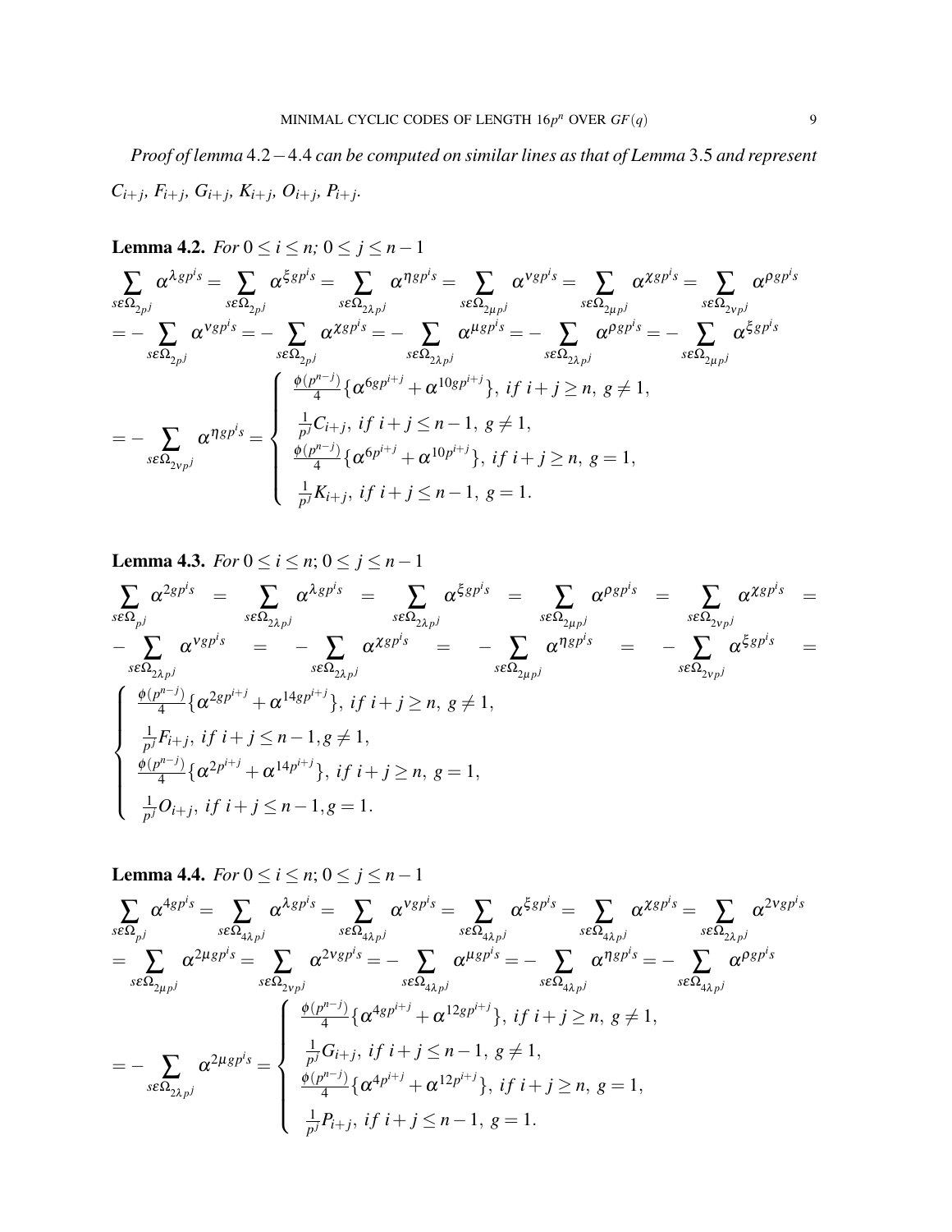*Proof of lemma 4.2 − 4.4 can be computed on similar lines as that of Lemma 3.5 and represent $C_{i+j}$, $F_{i+j}$, $G_{i+j}$, $K_{i+j}$, $O_{i+j}$, $P_{i+j}$.*

**Lemma 4.2.** *For $0 \le i \le n$; $0 \le j \le n-1$*

$$\sum_{s\epsilon\Omega_{2p^j}} \alpha^{\lambda gp^i s} = \sum_{s\epsilon\Omega_{2p^j}} \alpha^{\xi gp^i s} = \sum_{s\epsilon\Omega_{2\lambda p^j}} \alpha^{\eta gp^i s} = \sum_{s\epsilon\Omega_{2\mu p^j}} \alpha^{\nu gp^i s} = \sum_{s\epsilon\Omega_{2\mu p^j}} \alpha^{\chi gp^i s} = \sum_{s\epsilon\Omega_{2\nu p^j}} \alpha^{\rho gp^i s}$$

$$= -\sum_{s\epsilon\Omega_{2p^j}} \alpha^{\nu gp^i s} = -\sum_{s\epsilon\Omega_{2p^j}} \alpha^{\chi gp^i s} = -\sum_{s\epsilon\Omega_{2\lambda p^j}} \alpha^{\mu gp^i s} = -\sum_{s\epsilon\Omega_{2\lambda p^j}} \alpha^{\rho gp^i s} = -\sum_{s\epsilon\Omega_{2\mu p^j}} \alpha^{\xi gp^i s}$$

$$= -\sum_{s\epsilon\Omega_{2\nu p^j}} \alpha^{\eta gp^i s} = \begin{cases} \frac{\phi(p^{n-j})}{4}\{\alpha^{6gp^{i+j}} + \alpha^{10gp^{i+j}}\},\ if\ i+j \ge n,\ g \ne 1, \\ \frac{1}{p^j} C_{i+j},\ if\ i+j \le n-1,\ g \ne 1, \\ \frac{\phi(p^{n-j})}{4}\{\alpha^{6p^{i+j}} + \alpha^{10p^{i+j}}\},\ if\ i+j \ge n,\ g = 1, \\ \frac{1}{p^j} K_{i+j},\ if\ i+j \le n-1,\ g = 1. \end{cases}$$

**Lemma 4.3.** *For $0 \le i \le n$; $0 \le j \le n-1$*

$$\sum_{s\epsilon\Omega_{p^j}} \alpha^{2gp^i s} = \sum_{s\epsilon\Omega_{2\lambda p^j}} \alpha^{\lambda gp^i s} = \sum_{s\epsilon\Omega_{2\lambda p^j}} \alpha^{\xi gp^i s} = \sum_{s\epsilon\Omega_{2\mu p^j}} \alpha^{\rho gp^i s} = \sum_{s\epsilon\Omega_{2\nu p^j}} \alpha^{\chi gp^i s} =$$

$$-\sum_{s\epsilon\Omega_{2\lambda p^j}} \alpha^{\nu gp^i s} = -\sum_{s\epsilon\Omega_{2\lambda p^j}} \alpha^{\chi gp^i s} = -\sum_{s\epsilon\Omega_{2\mu p^j}} \alpha^{\eta gp^i s} = -\sum_{s\epsilon\Omega_{2\nu p^j}} \alpha^{\xi gp^i s} =$$

$$\begin{cases} \frac{\phi(p^{n-j})}{4}\{\alpha^{2gp^{i+j}} + \alpha^{14gp^{i+j}}\},\ if\ i+j \ge n,\ g \ne 1, \\ \frac{1}{p^j} F_{i+j},\ if\ i+j \le n-1, g \ne 1, \\ \frac{\phi(p^{n-j})}{4}\{\alpha^{2p^{i+j}} + \alpha^{14p^{i+j}}\},\ if\ i+j \ge n,\ g = 1, \\ \frac{1}{p^j} O_{i+j},\ if\ i+j \le n-1, g = 1. \end{cases}$$

**Lemma 4.4.** *For $0 \le i \le n$; $0 \le j \le n-1$*

$$\sum_{s\epsilon\Omega_{p^j}} \alpha^{4gp^i s} = \sum_{s\epsilon\Omega_{4\lambda p^j}} \alpha^{\lambda gp^i s} = \sum_{s\epsilon\Omega_{4\lambda p^j}} \alpha^{\nu gp^i s} = \sum_{s\epsilon\Omega_{4\lambda p^j}} \alpha^{\xi gp^i s} = \sum_{s\epsilon\Omega_{4\lambda p^j}} \alpha^{\chi gp^i s} = \sum_{s\epsilon\Omega_{2\lambda p^j}} \alpha^{2\nu gp^i s}$$

$$= \sum_{s\epsilon\Omega_{2\mu p^j}} \alpha^{2\mu gp^i s} = \sum_{s\epsilon\Omega_{2\nu p^j}} \alpha^{2\nu gp^i s} = -\sum_{s\epsilon\Omega_{4\lambda p^j}} \alpha^{\mu gp^i s} = -\sum_{s\epsilon\Omega_{4\lambda p^j}} \alpha^{\eta gp^i s} = -\sum_{s\epsilon\Omega_{4\lambda p^j}} \alpha^{\rho gp^i s}$$

$$= -\sum_{s\epsilon\Omega_{2\lambda p^j}} \alpha^{2\mu gp^i s} = \begin{cases} \frac{\phi(p^{n-j})}{4}\{\alpha^{4gp^{i+j}} + \alpha^{12gp^{i+j}}\},\ if\ i+j \ge n,\ g \ne 1, \\ \frac{1}{p^j} G_{i+j},\ if\ i+j \le n-1,\ g \ne 1, \\ \frac{\phi(p^{n-j})}{4}\{\alpha^{4p^{i+j}} + \alpha^{12p^{i+j}}\},\ if\ i+j \ge n,\ g = 1, \\ \frac{1}{p^j} P_{i+j},\ if\ i+j \le n-1,\ g = 1. \end{cases}$$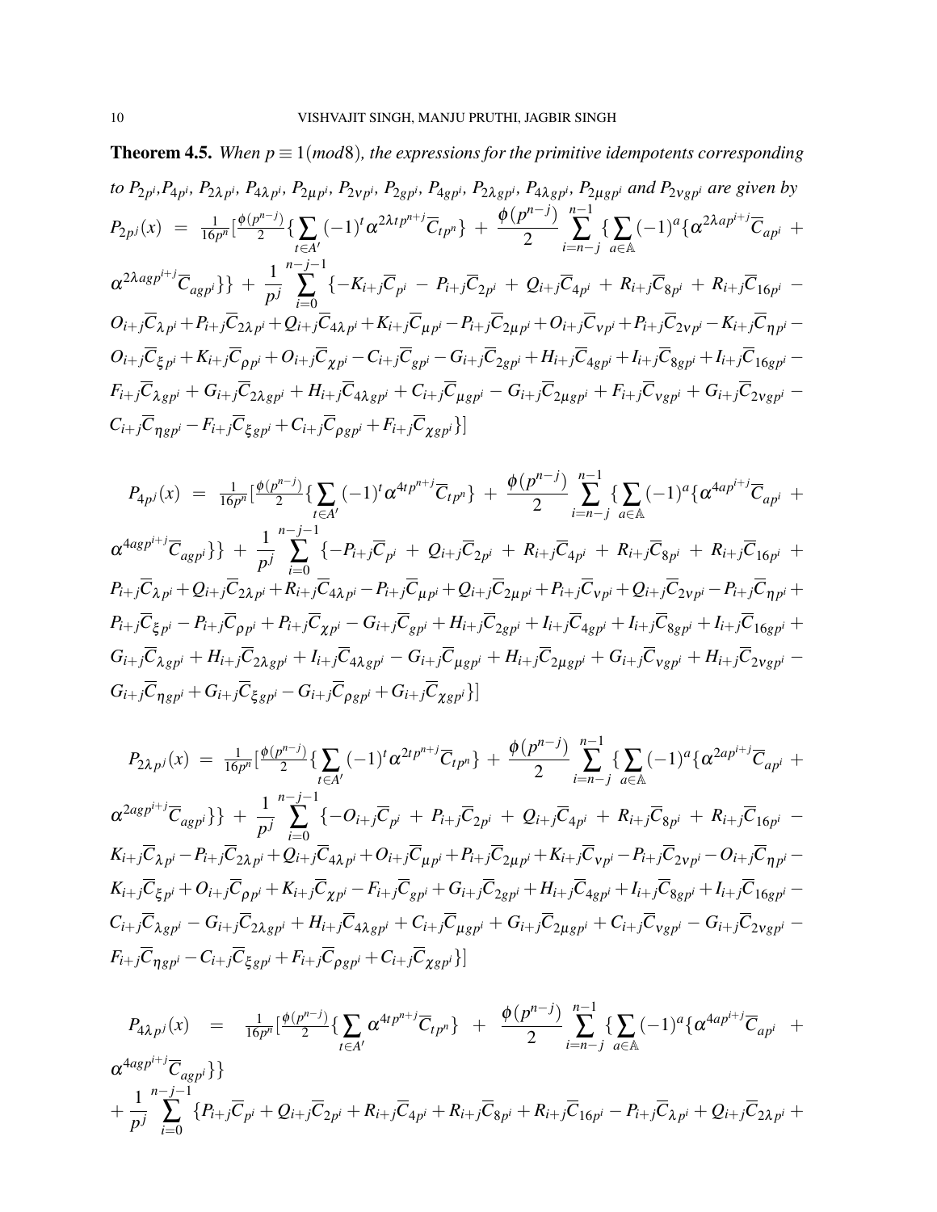**Theorem 4.5.** *When $p \equiv 1 (mod 8)$, the expressions for the primitive idempotents corresponding to $P_{2p^i}$, $P_{4p^i}$, $P_{2\lambda p^i}$, $P_{4\lambda p^i}$, $P_{2\mu p^i}$, $P_{2\nu p^i}$, $P_{2gp^i}$, $P_{4gp^i}$, $P_{2\lambda gp^i}$, $P_{4\lambda gp^i}$, $P_{2\mu gp^i}$ and $P_{2\nu gp^i}$ are given by*

$$P_{2p^j}(x) = \tfrac{1}{16p^n}[\tfrac{\phi(p^{n-j})}{2}\{\sum_{t\in A'}(-1)^t\alpha^{2\lambda tp^{n+j}}\overline{C}_{tp^n}\} + \frac{\phi(p^{n-j})}{2}\sum_{i=n-j}^{n-1}\{\sum_{a\in\mathbb{A}}(-1)^a\{\alpha^{2\lambda ap^{i+j}}\overline{C}_{ap^i} + \alpha^{2\lambda agp^{i+j}}\overline{C}_{agp^i}\}\} + \frac{1}{p^j}\sum_{i=0}^{n-j-1}\{-K_{i+j}\overline{C}_{p^i} - P_{i+j}\overline{C}_{2p^i} + Q_{i+j}\overline{C}_{4p^i} + R_{i+j}\overline{C}_{8p^i} + R_{i+j}\overline{C}_{16p^i} - O_{i+j}\overline{C}_{\lambda p^i} + P_{i+j}\overline{C}_{2\lambda p^i} + Q_{i+j}\overline{C}_{4\lambda p^i} + K_{i+j}\overline{C}_{\mu p^i} - P_{i+j}\overline{C}_{2\mu p^i} + O_{i+j}\overline{C}_{\nu p^i} + P_{i+j}\overline{C}_{2\nu p^i} - K_{i+j}\overline{C}_{\eta p^i} - O_{i+j}\overline{C}_{\xi p^i} + K_{i+j}\overline{C}_{\rho p^i} + O_{i+j}\overline{C}_{\chi p^i} - C_{i+j}\overline{C}_{gp^i} - G_{i+j}\overline{C}_{2gp^i} + H_{i+j}\overline{C}_{4gp^i} + I_{i+j}\overline{C}_{8gp^i} + I_{i+j}\overline{C}_{16gp^i} - F_{i+j}\overline{C}_{\lambda gp^i} + G_{i+j}\overline{C}_{2\lambda gp^i} + H_{i+j}\overline{C}_{4\lambda gp^i} + C_{i+j}\overline{C}_{\mu gp^i} - G_{i+j}\overline{C}_{2\mu gp^i} + F_{i+j}\overline{C}_{\nu gp^i} + G_{i+j}\overline{C}_{2\nu gp^i} - C_{i+j}\overline{C}_{\eta gp^i} - F_{i+j}\overline{C}_{\xi gp^i} + C_{i+j}\overline{C}_{\rho gp^i} + F_{i+j}\overline{C}_{\chi gp^i}\}]$$

$$P_{4p^j}(x) = \tfrac{1}{16p^n}[\tfrac{\phi(p^{n-j})}{2}\{\sum_{t\in A'}(-1)^t\alpha^{4tp^{n+j}}\overline{C}_{tp^n}\} + \frac{\phi(p^{n-j})}{2}\sum_{i=n-j}^{n-1}\{\sum_{a\in\mathbb{A}}(-1)^a\{\alpha^{4ap^{i+j}}\overline{C}_{ap^i} + \alpha^{4agp^{i+j}}\overline{C}_{agp^i}\}\} + \frac{1}{p^j}\sum_{i=0}^{n-j-1}\{-P_{i+j}\overline{C}_{p^i} + Q_{i+j}\overline{C}_{2p^i} + R_{i+j}\overline{C}_{4p^i} + R_{i+j}\overline{C}_{8p^i} + R_{i+j}\overline{C}_{16p^i} + P_{i+j}\overline{C}_{\lambda p^i} + Q_{i+j}\overline{C}_{2\lambda p^i} + R_{i+j}\overline{C}_{4\lambda p^i} - P_{i+j}\overline{C}_{\mu p^i} + Q_{i+j}\overline{C}_{2\mu p^i} + P_{i+j}\overline{C}_{\nu p^i} + Q_{i+j}\overline{C}_{2\nu p^i} - P_{i+j}\overline{C}_{\eta p^i} + P_{i+j}\overline{C}_{\xi p^i} - P_{i+j}\overline{C}_{\rho p^i} + P_{i+j}\overline{C}_{\chi p^i} - G_{i+j}\overline{C}_{gp^i} + H_{i+j}\overline{C}_{2gp^i} + I_{i+j}\overline{C}_{4gp^i} + I_{i+j}\overline{C}_{8gp^i} + I_{i+j}\overline{C}_{16gp^i} + G_{i+j}\overline{C}_{\lambda gp^i} + H_{i+j}\overline{C}_{2\lambda gp^i} + I_{i+j}\overline{C}_{4\lambda gp^i} - G_{i+j}\overline{C}_{\mu gp^i} + H_{i+j}\overline{C}_{2\mu gp^i} + G_{i+j}\overline{C}_{\nu gp^i} + H_{i+j}\overline{C}_{2\nu gp^i} - G_{i+j}\overline{C}_{\eta gp^i} + G_{i+j}\overline{C}_{\xi gp^i} - G_{i+j}\overline{C}_{\rho gp^i} + G_{i+j}\overline{C}_{\chi gp^i}\}]$$

$$P_{2\lambda p^j}(x) = \tfrac{1}{16p^n}[\tfrac{\phi(p^{n-j})}{2}\{\sum_{t\in A'}(-1)^t\alpha^{2tp^{n+j}}\overline{C}_{tp^n}\} + \frac{\phi(p^{n-j})}{2}\sum_{i=n-j}^{n-1}\{\sum_{a\in\mathbb{A}}(-1)^a\{\alpha^{2ap^{i+j}}\overline{C}_{ap^i} + \alpha^{2agp^{i+j}}\overline{C}_{agp^i}\}\} + \frac{1}{p^j}\sum_{i=0}^{n-j-1}\{-O_{i+j}\overline{C}_{p^i} + P_{i+j}\overline{C}_{2p^i} + Q_{i+j}\overline{C}_{4p^i} + R_{i+j}\overline{C}_{8p^i} + R_{i+j}\overline{C}_{16p^i} - K_{i+j}\overline{C}_{\lambda p^i} - P_{i+j}\overline{C}_{2\lambda p^i} + Q_{i+j}\overline{C}_{4\lambda p^i} + O_{i+j}\overline{C}_{\mu p^i} + P_{i+j}\overline{C}_{2\mu p^i} + K_{i+j}\overline{C}_{\nu p^i} - P_{i+j}\overline{C}_{2\nu p^i} - O_{i+j}\overline{C}_{\eta p^i} - K_{i+j}\overline{C}_{\xi p^i} + O_{i+j}\overline{C}_{\rho p^i} + K_{i+j}\overline{C}_{\chi p^i} - F_{i+j}\overline{C}_{gp^i} + G_{i+j}\overline{C}_{2gp^i} + H_{i+j}\overline{C}_{4gp^i} + I_{i+j}\overline{C}_{8gp^i} + I_{i+j}\overline{C}_{16gp^i} - C_{i+j}\overline{C}_{\lambda gp^i} - G_{i+j}\overline{C}_{2\lambda gp^i} + H_{i+j}\overline{C}_{4\lambda gp^i} + C_{i+j}\overline{C}_{\mu gp^i} + G_{i+j}\overline{C}_{2\mu gp^i} + C_{i+j}\overline{C}_{\nu gp^i} - G_{i+j}\overline{C}_{2\nu gp^i} - F_{i+j}\overline{C}_{\eta gp^i} - C_{i+j}\overline{C}_{\xi gp^i} + F_{i+j}\overline{C}_{\rho gp^i} + C_{i+j}\overline{C}_{\chi gp^i}\}]$$

$$P_{4\lambda p^j}(x) = \tfrac{1}{16p^n}[\tfrac{\phi(p^{n-j})}{2}\{\sum_{t\in A'}\alpha^{4tp^{n+j}}\overline{C}_{tp^n}\} + \frac{\phi(p^{n-j})}{2}\sum_{i=n-j}^{n-1}\{\sum_{a\in\mathbb{A}}(-1)^a\{\alpha^{4ap^{i+j}}\overline{C}_{ap^i} + \alpha^{4agp^{i+j}}\overline{C}_{agp^i}\}\}$$
$$+ \frac{1}{p^j}\sum_{i=0}^{n-j-1}\{P_{i+j}\overline{C}_{p^i} + Q_{i+j}\overline{C}_{2p^i} + R_{i+j}\overline{C}_{4p^i} + R_{i+j}\overline{C}_{8p^i} + R_{i+j}\overline{C}_{16p^i} - P_{i+j}\overline{C}_{\lambda p^i} + Q_{i+j}\overline{C}_{2\lambda p^i} +$$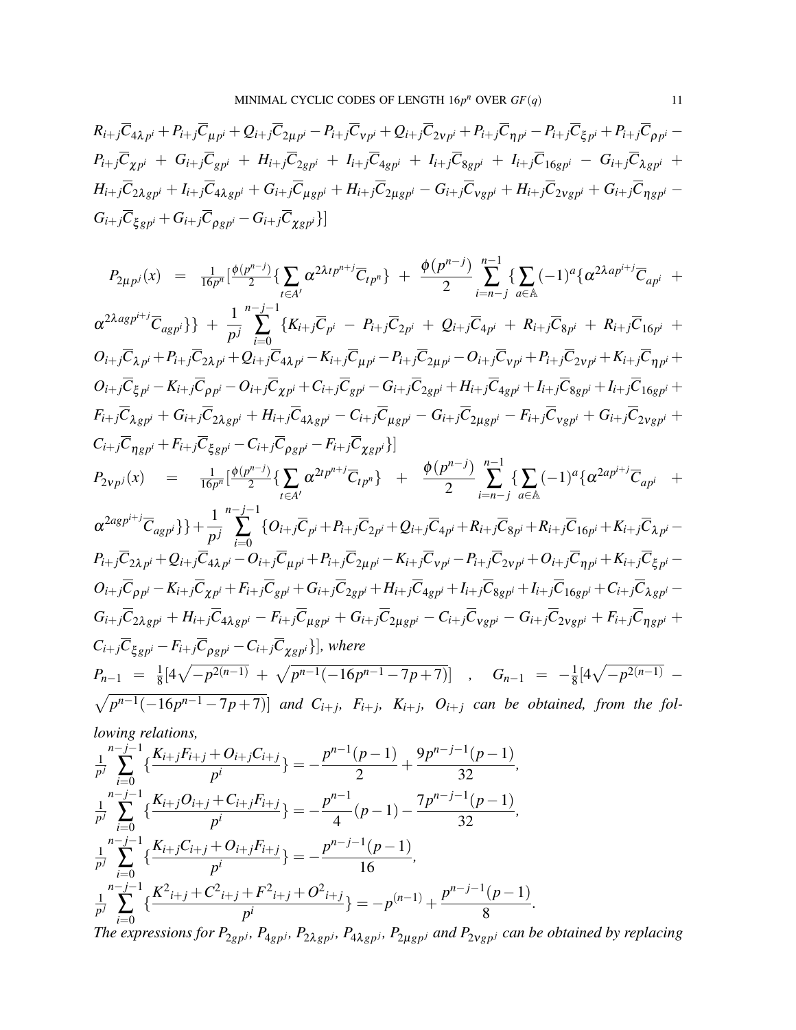$$R_{i+j}\overline{C}_{4\lambda p^i}+P_{i+j}\overline{C}_{\mu p^i}+Q_{i+j}\overline{C}_{2\mu p^i}-P_{i+j}\overline{C}_{\nu p^i}+Q_{i+j}\overline{C}_{2\nu p^i}+P_{i+j}\overline{C}_{\eta p^i}-P_{i+j}\overline{C}_{\xi p^i}+P_{i+j}\overline{C}_{\rho p^i}-P_{i+j}\overline{C}_{\chi p^i}+G_{i+j}\overline{C}_{gp^i}+H_{i+j}\overline{C}_{2gp^i}+I_{i+j}\overline{C}_{4gp^i}+I_{i+j}\overline{C}_{8gp^i}+I_{i+j}\overline{C}_{16gp^i}-G_{i+j}\overline{C}_{\lambda gp^i}+H_{i+j}\overline{C}_{2\lambda gp^i}+I_{i+j}\overline{C}_{4\lambda gp^i}+G_{i+j}\overline{C}_{\mu gp^i}+H_{i+j}\overline{C}_{2\mu gp^i}-G_{i+j}\overline{C}_{\nu gp^i}+H_{i+j}\overline{C}_{2\nu gp^i}+G_{i+j}\overline{C}_{\eta gp^i}-G_{i+j}\overline{C}_{\xi gp^i}+G_{i+j}\overline{C}_{\rho gp^i}-G_{i+j}\overline{C}_{\chi gp^i}\}]$$

$$P_{2\mu p^j}(x) = \tfrac{1}{16p^n}[\tfrac{\phi(p^{n-j})}{2}\{\sum_{t\in A'}\alpha^{2\lambda tp^{n+j}}\overline{C}_{tp^n}\}+\frac{\phi(p^{n-j})}{2}\sum_{i=n-j}^{n-1}\{\sum_{a\in\mathbb{A}}(-1)^a\{\alpha^{2\lambda ap^{i+j}}\overline{C}_{ap^i}+\alpha^{2\lambda agp^{i+j}}\overline{C}_{agp^i}\}\}+\frac{1}{p^j}\sum_{i=0}^{n-j-1}\{K_{i+j}\overline{C}_{p^i}-P_{i+j}\overline{C}_{2p^i}+Q_{i+j}\overline{C}_{4p^i}+R_{i+j}\overline{C}_{8p^i}+R_{i+j}\overline{C}_{16p^i}+O_{i+j}\overline{C}_{\lambda p^i}+P_{i+j}\overline{C}_{2\lambda p^i}+Q_{i+j}\overline{C}_{4\lambda p^i}-K_{i+j}\overline{C}_{\mu p^i}-P_{i+j}\overline{C}_{2\mu p^i}-O_{i+j}\overline{C}_{\nu p^i}+P_{i+j}\overline{C}_{2\nu p^i}+K_{i+j}\overline{C}_{\eta p^i}+O_{i+j}\overline{C}_{\xi p^i}-K_{i+j}\overline{C}_{\rho p^i}-O_{i+j}\overline{C}_{\chi p^i}+C_{i+j}\overline{C}_{gp^i}-G_{i+j}\overline{C}_{2gp^i}+H_{i+j}\overline{C}_{4gp^i}+I_{i+j}\overline{C}_{8gp^i}+I_{i+j}\overline{C}_{16gp^i}+F_{i+j}\overline{C}_{\lambda gp^i}+G_{i+j}\overline{C}_{2\lambda gp^i}+H_{i+j}\overline{C}_{4\lambda gp^i}-C_{i+j}\overline{C}_{\mu gp^i}-G_{i+j}\overline{C}_{2\mu gp^i}-F_{i+j}\overline{C}_{\nu gp^i}+G_{i+j}\overline{C}_{2\nu gp^i}+C_{i+j}\overline{C}_{\eta gp^i}+F_{i+j}\overline{C}_{\xi gp^i}-C_{i+j}\overline{C}_{\rho gp^i}-F_{i+j}\overline{C}_{\chi gp^i}\}]$$

$$P_{2\nu p^j}(x) = \tfrac{1}{16p^n}[\tfrac{\phi(p^{n-j})}{2}\{\sum_{t\in A'}\alpha^{2tp^{n+j}}\overline{C}_{tp^n}\}+\frac{\phi(p^{n-j})}{2}\sum_{i=n-j}^{n-1}\{\sum_{a\in\mathbb{A}}(-1)^a\{\alpha^{2ap^{i+j}}\overline{C}_{ap^i}+\alpha^{2agp^{i+j}}\overline{C}_{agp^i}\}\}+\frac{1}{p^j}\sum_{i=0}^{n-j-1}\{O_{i+j}\overline{C}_{p^i}+P_{i+j}\overline{C}_{2p^i}+Q_{i+j}\overline{C}_{4p^i}+R_{i+j}\overline{C}_{8p^i}+R_{i+j}\overline{C}_{16p^i}+K_{i+j}\overline{C}_{\lambda p^i}-P_{i+j}\overline{C}_{2\lambda p^i}+Q_{i+j}\overline{C}_{4\lambda p^i}-O_{i+j}\overline{C}_{\mu p^i}+P_{i+j}\overline{C}_{2\mu p^i}-K_{i+j}\overline{C}_{\nu p^i}-P_{i+j}\overline{C}_{2\nu p^i}+O_{i+j}\overline{C}_{\eta p^i}+K_{i+j}\overline{C}_{\xi p^i}-O_{i+j}\overline{C}_{\rho p^i}-K_{i+j}\overline{C}_{\chi p^i}+F_{i+j}\overline{C}_{gp^i}+G_{i+j}\overline{C}_{2gp^i}+H_{i+j}\overline{C}_{4gp^i}+I_{i+j}\overline{C}_{8gp^i}+I_{i+j}\overline{C}_{16gp^i}+C_{i+j}\overline{C}_{\lambda gp^i}-G_{i+j}\overline{C}_{2\lambda gp^i}+H_{i+j}\overline{C}_{4\lambda gp^i}-F_{i+j}\overline{C}_{\mu gp^i}+G_{i+j}\overline{C}_{2\mu gp^i}-C_{i+j}\overline{C}_{\nu gp^i}-G_{i+j}\overline{C}_{2\nu gp^i}+F_{i+j}\overline{C}_{\eta gp^i}+C_{i+j}\overline{C}_{\xi gp^i}-F_{i+j}\overline{C}_{\rho gp^i}-C_{i+j}\overline{C}_{\chi gp^i}\}],$$

*where* $P_{n-1} = \frac{1}{8}[4\sqrt{-p^{2(n-1)}}+\sqrt{p^{n-1}(-16p^{n-1}-7p+7)}]$ , $G_{n-1} = -\frac{1}{8}[4\sqrt{-p^{2(n-1)}}-\sqrt{p^{n-1}(-16p^{n-1}-7p+7)}]$ *and* $C_{i+j}$, $F_{i+j}$, $K_{i+j}$, $O_{i+j}$ *can be obtained, from the following relations,*

$$\frac{1}{p^j}\sum_{i=0}^{n-j-1}\{\frac{K_{i+j}F_{i+j}+O_{i+j}C_{i+j}}{p^i}\} = -\frac{p^{n-1}(p-1)}{2}+\frac{9p^{n-j-1}(p-1)}{32},$$

$$\frac{1}{p^j}\sum_{i=0}^{n-j-1}\{\frac{K_{i+j}O_{i+j}+C_{i+j}F_{i+j}}{p^i}\} = -\frac{p^{n-1}}{4}(p-1)-\frac{7p^{n-j-1}(p-1)}{32},$$

$$\frac{1}{p^j}\sum_{i=0}^{n-j-1}\{\frac{K_{i+j}C_{i+j}+O_{i+j}F_{i+j}}{p^i}\} = -\frac{p^{n-j-1}(p-1)}{16},$$

$$\frac{1}{p^j}\sum_{i=0}^{n-j-1}\{\frac{K^2{}_{i+j}+C^2{}_{i+j}+F^2{}_{i+j}+O^2{}_{i+j}}{p^i}\} = -p^{(n-1)}+\frac{p^{n-j-1}(p-1)}{8}.$$

*The expressions for* $P_{2gp^j}$, $P_{4gp^j}$, $P_{2\lambda gp^j}$, $P_{4\lambda gp^j}$, $P_{2\mu gp^j}$ *and* $P_{2\nu gp^j}$ *can be obtained by replacing*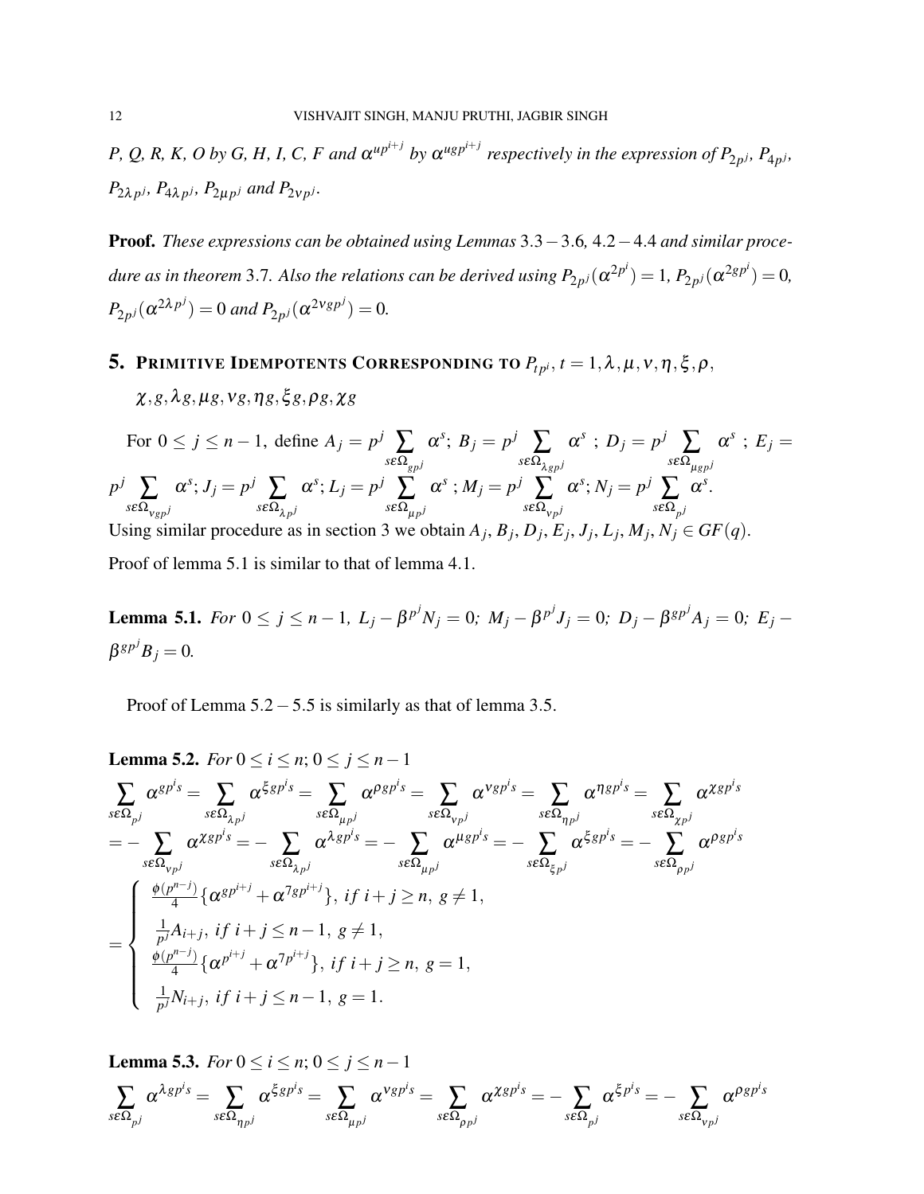*P, Q, R, K, O by G, H, I, C, F and $\alpha^{up^{i+j}}$ by $\alpha^{ugp^{i+j}}$ respectively in the expression of $P_{2p^j}$, $P_{4p^j}$, $P_{2\lambda p^j}$, $P_{4\lambda p^j}$, $P_{2\mu p^j}$ and $P_{2\nu p^j}$.*

**Proof.** *These expressions can be obtained using Lemmas 3.3 − 3.6, 4.2 − 4.4 and similar procedure as in theorem 3.7. Also the relations can be derived using $P_{2p^j}(\alpha^{2p^i}) = 1$, $P_{2p^j}(\alpha^{2gp^i}) = 0$, $P_{2p^j}(\alpha^{2\lambda p^j}) = 0$ and $P_{2p^j}(\alpha^{2\nu gp^j}) = 0$.*

## 5. Primitive Idempotents Corresponding to $P_{tp^i}$, $t = 1, \lambda, \mu, \nu, \eta, \xi, \rho, \chi, g, \lambda g, \mu g, \nu g, \eta g, \xi g, \rho g, \chi g$

For $0 \le j \le n-1$, define $A_j = p^j \sum_{s \varepsilon \Omega_{gp^j}} \alpha^s$; $B_j = p^j \sum_{s \varepsilon \Omega_{\lambda gp^j}} \alpha^s$ ; $D_j = p^j \sum_{s \varepsilon \Omega_{\mu gp^j}} \alpha^s$ ; $E_j = p^j \sum_{s \varepsilon \Omega_{\nu gp^j}} \alpha^s$; $J_j = p^j \sum_{s \varepsilon \Omega_{\lambda p^j}} \alpha^s$; $L_j = p^j \sum_{s \varepsilon \Omega_{\mu p^j}} \alpha^s$ ; $M_j = p^j \sum_{s \varepsilon \Omega_{\nu p^j}} \alpha^s$; $N_j = p^j \sum_{s \varepsilon \Omega_{p^j}} \alpha^s$.
Using similar procedure as in section 3 we obtain $A_j, B_j, D_j, E_j, J_j, L_j, M_j, N_j \in GF(q)$.
Proof of lemma 5.1 is similar to that of lemma 4.1.

**Lemma 5.1.** *For $0 \le j \le n-1$, $L_j - \beta^{p^j} N_j = 0$; $M_j - \beta^{p^j} J_j = 0$; $D_j - \beta^{gp^j} A_j = 0$; $E_j - \beta^{gp^j} B_j = 0$.*

Proof of Lemma 5.2 − 5.5 is similarly as that of lemma 3.5.

**Lemma 5.2.** *For $0 \le i \le n$; $0 \le j \le n-1$*

$$\sum_{s \varepsilon \Omega_{p^j}} \alpha^{gp^i s} = \sum_{s \varepsilon \Omega_{\lambda p^j}} \alpha^{\xi gp^i s} = \sum_{s \varepsilon \Omega_{\mu p^j}} \alpha^{\rho gp^i s} = \sum_{s \varepsilon \Omega_{\nu p^j}} \alpha^{\nu gp^i s} = \sum_{s \varepsilon \Omega_{\eta p^j}} \alpha^{\eta gp^i s} = \sum_{s \varepsilon \Omega_{\chi p^j}} \alpha^{\chi gp^i s}$$

$$= -\sum_{s \varepsilon \Omega_{\nu p^j}} \alpha^{\chi gp^i s} = -\sum_{s \varepsilon \Omega_{\lambda p^j}} \alpha^{\lambda gp^i s} = -\sum_{s \varepsilon \Omega_{\mu p^j}} \alpha^{\mu gp^i s} = -\sum_{s \varepsilon \Omega_{\xi p^j}} \alpha^{\xi gp^i s} = -\sum_{s \varepsilon \Omega_{\rho p^j}} \alpha^{\rho gp^i s}$$

$$= \begin{cases} \frac{\phi(p^{n-j})}{4} \{\alpha^{gp^{i+j}} + \alpha^{7gp^{i+j}}\}, \ if \ i+j \ge n, \ g \ne 1, \\ \frac{1}{p^j} A_{i+j}, \ if \ i+j \le n-1, \ g \ne 1, \\ \frac{\phi(p^{n-j})}{4} \{\alpha^{p^{i+j}} + \alpha^{7p^{i+j}}\}, \ if \ i+j \ge n, \ g = 1, \\ \frac{1}{p^j} N_{i+j}, \ if \ i+j \le n-1, \ g = 1. \end{cases}$$

**Lemma 5.3.** *For $0 \le i \le n$; $0 \le j \le n-1$*

$$\sum_{s \varepsilon \Omega_{p^j}} \alpha^{\lambda gp^i s} = \sum_{s \varepsilon \Omega_{\eta p^j}} \alpha^{\xi gp^i s} = \sum_{s \varepsilon \Omega_{\mu p^j}} \alpha^{\nu gp^i s} = \sum_{s \varepsilon \Omega_{\rho p^j}} \alpha^{\chi gp^i s} = -\sum_{s \varepsilon \Omega_{p^j}} \alpha^{\xi p^i s} = -\sum_{s \varepsilon \Omega_{\nu p^j}} \alpha^{\rho gp^i s}$$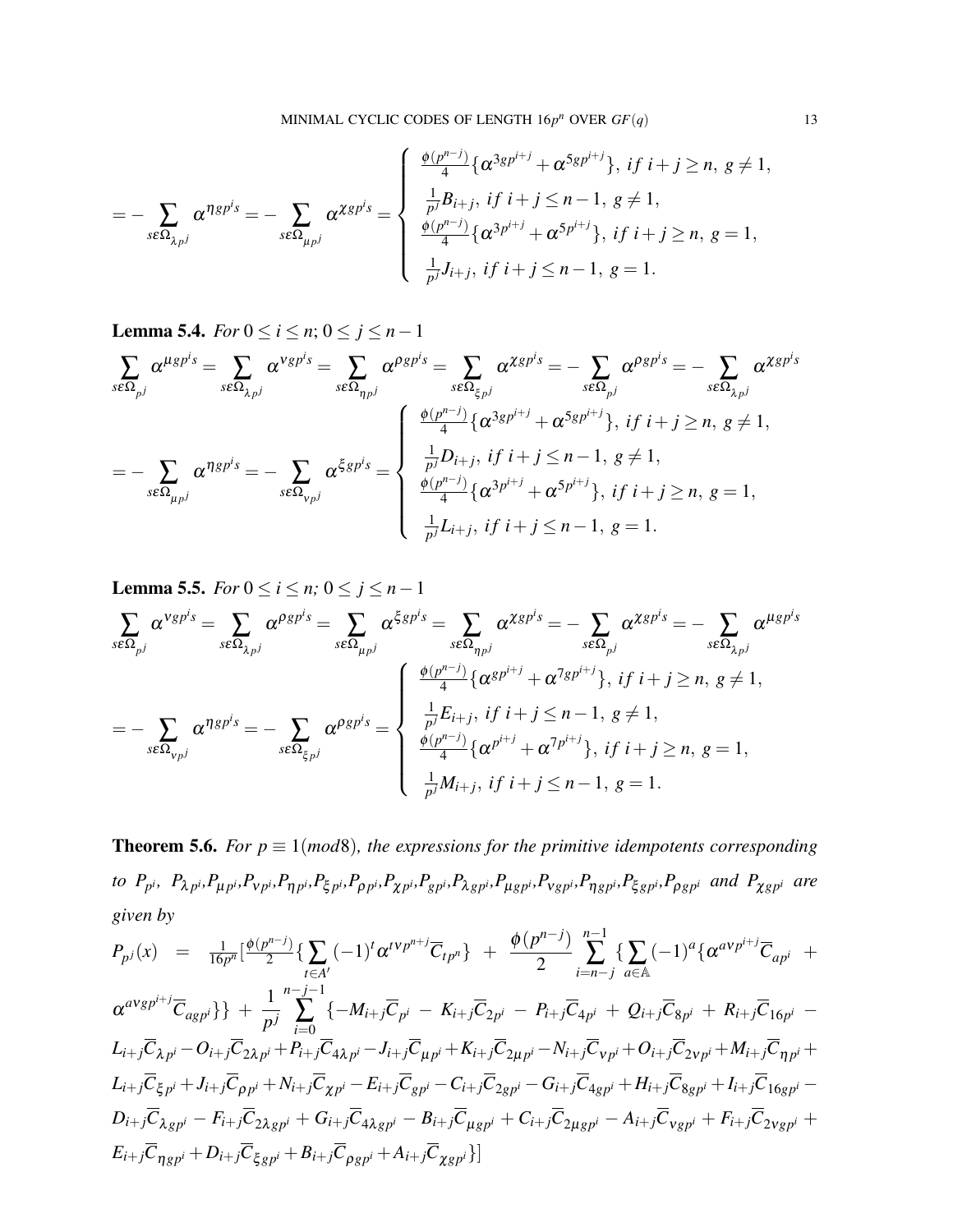$$= - \sum_{s \epsilon \Omega_{\lambda p^j}} \alpha^{\eta g p^i s} = - \sum_{s \epsilon \Omega_{\mu p^j}} \alpha^{\chi g p^i s} = \begin{cases} \frac{\phi(p^{n-j})}{4}\{\alpha^{3gp^{i+j}} + \alpha^{5gp^{i+j}}\}, \; if \; i+j \geq n, \; g \neq 1, \\ \frac{1}{p^j} B_{i+j}, \; if \; i+j \leq n-1, \; g \neq 1, \\ \frac{\phi(p^{n-j})}{4}\{\alpha^{3p^{i+j}} + \alpha^{5p^{i+j}}\}, \; if \; i+j \geq n, \; g = 1, \\ \frac{1}{p^j} J_{i+j}, \; if \; i+j \leq n-1, \; g = 1. \end{cases}$$

**Lemma 5.4.** *For* $0 \leq i \leq n; 0 \leq j \leq n-1$

$$\sum_{s \epsilon \Omega_{p^j}} \alpha^{\mu g p^i s} = \sum_{s \epsilon \Omega_{\lambda p^j}} \alpha^{\nu g p^i s} = \sum_{s \epsilon \Omega_{\eta p^j}} \alpha^{\rho g p^i s} = \sum_{s \epsilon \Omega_{\xi p^j}} \alpha^{\chi g p^i s} = - \sum_{s \epsilon \Omega_{p^j}} \alpha^{\rho g p^i s} = - \sum_{s \epsilon \Omega_{\lambda p^j}} \alpha^{\chi g p^i s}$$

$$= - \sum_{s \epsilon \Omega_{\mu p^j}} \alpha^{\eta g p^i s} = - \sum_{s \epsilon \Omega_{\nu p^j}} \alpha^{\xi g p^i s} = \begin{cases} \frac{\phi(p^{n-j})}{4}\{\alpha^{3gp^{i+j}} + \alpha^{5gp^{i+j}}\}, \; if \; i+j \geq n, \; g \neq 1, \\ \frac{1}{p^j} D_{i+j}, \; if \; i+j \leq n-1, \; g \neq 1, \\ \frac{\phi(p^{n-j})}{4}\{\alpha^{3p^{i+j}} + \alpha^{5p^{i+j}}\}, \; if \; i+j \geq n, \; g = 1, \\ \frac{1}{p^j} L_{i+j}, \; if \; i+j \leq n-1, \; g = 1. \end{cases}$$

**Lemma 5.5.** *For* $0 \leq i \leq n; \; 0 \leq j \leq n-1$

$$\sum_{s \epsilon \Omega_{p^j}} \alpha^{\nu g p^i s} = \sum_{s \epsilon \Omega_{\lambda p^j}} \alpha^{\rho g p^i s} = \sum_{s \epsilon \Omega_{\mu p^j}} \alpha^{\xi g p^i s} = \sum_{s \epsilon \Omega_{\eta p^j}} \alpha^{\chi g p^i s} = - \sum_{s \epsilon \Omega_{p^j}} \alpha^{\chi g p^i s} = - \sum_{s \epsilon \Omega_{\lambda p^j}} \alpha^{\mu g p^i s}$$

$$= - \sum_{s \epsilon \Omega_{\nu p^j}} \alpha^{\eta g p^i s} = - \sum_{s \epsilon \Omega_{\xi p^j}} \alpha^{\rho g p^i s} = \begin{cases} \frac{\phi(p^{n-j})}{4}\{\alpha^{gp^{i+j}} + \alpha^{7gp^{i+j}}\}, \; if \; i+j \geq n, \; g \neq 1, \\ \frac{1}{p^j} E_{i+j}, \; if \; i+j \leq n-1, \; g \neq 1, \\ \frac{\phi(p^{n-j})}{4}\{\alpha^{p^{i+j}} + \alpha^{7p^{i+j}}\}, \; if \; i+j \geq n, \; g = 1, \\ \frac{1}{p^j} M_{i+j}, \; if \; i+j \leq n-1, \; g = 1. \end{cases}$$

**Theorem 5.6.** *For $p \equiv 1 (mod 8)$, the expressions for the primitive idempotents corresponding to $P_{p^i}$, $P_{\lambda p^i}, P_{\mu p^i}, P_{\nu p^i}, P_{\eta p^i}, P_{\xi p^i}, P_{\rho p^i}, P_{\chi p^i}, P_{g p^i}, P_{\lambda g p^i}, P_{\mu g p^i}, P_{\nu g p^i}, P_{\eta g p^i}, P_{\xi g p^i}, P_{\rho g p^i}$ and $P_{\chi g p^i}$ are given by*

$$P_{p^j}(x) = \tfrac{1}{16p^n}\Big[\tfrac{\phi(p^{n-j})}{2}\{\sum_{t \in A'} (-1)^t \alpha^{t\nu p^{n+j}} \overline{C}_{tp^n}\} + \frac{\phi(p^{n-j})}{2} \sum_{i=n-j}^{n-1} \{\sum_{a \in \mathbb{A}} (-1)^a \{\alpha^{a\nu p^{i+j}} \overline{C}_{ap^i} + \alpha^{a\nu g p^{i+j}} \overline{C}_{agp^i}\}\} + \frac{1}{p^j} \sum_{i=0}^{n-j-1} \{-M_{i+j}\overline{C}_{p^i} - K_{i+j}\overline{C}_{2p^i} - P_{i+j}\overline{C}_{4p^i} + Q_{i+j}\overline{C}_{8p^i} + R_{i+j}\overline{C}_{16p^i} - L_{i+j}\overline{C}_{\lambda p^i} - O_{i+j}\overline{C}_{2\lambda p^i} + P_{i+j}\overline{C}_{4\lambda p^i} - J_{i+j}\overline{C}_{\mu p^i} + K_{i+j}\overline{C}_{2\mu p^i} - N_{i+j}\overline{C}_{\nu p^i} + O_{i+j}\overline{C}_{2\nu p^i} + M_{i+j}\overline{C}_{\eta p^i} + L_{i+j}\overline{C}_{\xi p^i} + J_{i+j}\overline{C}_{\rho p^i} + N_{i+j}\overline{C}_{\chi p^i} - E_{i+j}\overline{C}_{gp^i} - C_{i+j}\overline{C}_{2gp^i} - G_{i+j}\overline{C}_{4gp^i} + H_{i+j}\overline{C}_{8gp^i} + I_{i+j}\overline{C}_{16gp^i} - D_{i+j}\overline{C}_{\lambda gp^i} - F_{i+j}\overline{C}_{2\lambda gp^i} + G_{i+j}\overline{C}_{4\lambda gp^i} - B_{i+j}\overline{C}_{\mu gp^i} + C_{i+j}\overline{C}_{2\mu gp^i} - A_{i+j}\overline{C}_{\nu gp^i} + F_{i+j}\overline{C}_{2\nu gp^i} + E_{i+j}\overline{C}_{\eta gp^i} + D_{i+j}\overline{C}_{\xi gp^i} + B_{i+j}\overline{C}_{\rho gp^i} + A_{i+j}\overline{C}_{\chi gp^i}\}\Big]$$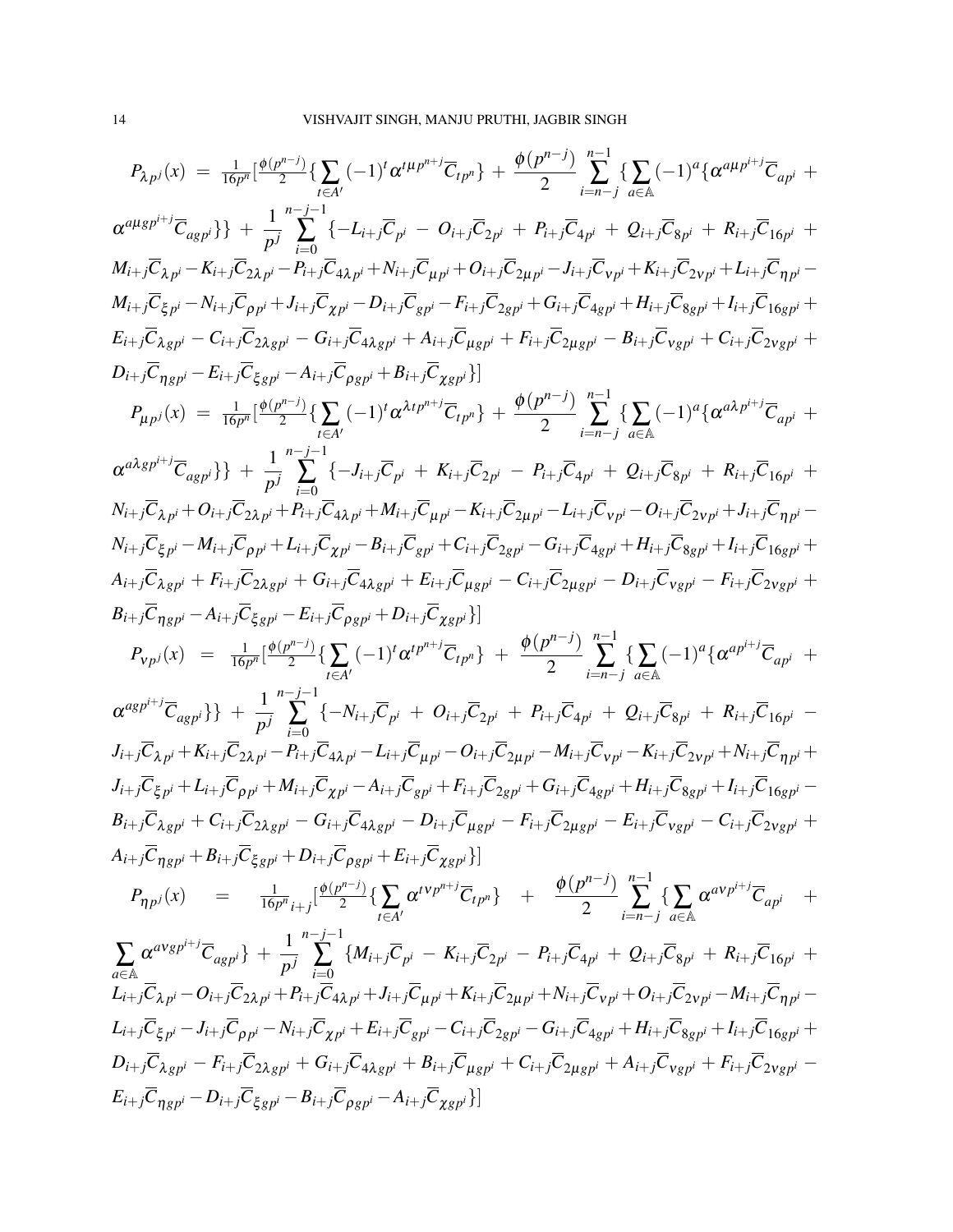$$P_{\lambda p^j}(x) = \frac{1}{16p^n}\Big[\frac{\phi(p^{n-j})}{2}\{\sum_{t\in A'}(-1)^t\alpha^{t\mu p^{n+j}}\overline{C}_{tp^n}\} + \frac{\phi(p^{n-j})}{2}\sum_{i=n-j}^{n-1}\{\sum_{a\in\mathbb{A}}(-1)^a\{\alpha^{a\mu p^{i+j}}\overline{C}_{ap^i} + \alpha^{a\mu g p^{i+j}}\overline{C}_{agp^i}\}\} + \frac{1}{p^j}\sum_{i=0}^{n-j-1}\{-L_{i+j}\overline{C}_{p^i} - O_{i+j}\overline{C}_{2p^i} + P_{i+j}\overline{C}_{4p^i} + Q_{i+j}\overline{C}_{8p^i} + R_{i+j}\overline{C}_{16p^i} + M_{i+j}\overline{C}_{\lambda p^i} - K_{i+j}\overline{C}_{2\lambda p^i} - P_{i+j}\overline{C}_{4\lambda p^i} + N_{i+j}\overline{C}_{\mu p^i} + O_{i+j}\overline{C}_{2\mu p^i} - J_{i+j}\overline{C}_{\nu p^i} + K_{i+j}\overline{C}_{2\nu p^i} + L_{i+j}\overline{C}_{\eta p^i} - M_{i+j}\overline{C}_{\xi p^i} - N_{i+j}\overline{C}_{\rho p^i} + J_{i+j}\overline{C}_{\chi p^i} - D_{i+j}\overline{C}_{gp^i} - F_{i+j}\overline{C}_{2gp^i} + G_{i+j}\overline{C}_{4gp^i} + H_{i+j}\overline{C}_{8gp^i} + I_{i+j}\overline{C}_{16gp^i} + E_{i+j}\overline{C}_{\lambda gp^i} - C_{i+j}\overline{C}_{2\lambda gp^i} - G_{i+j}\overline{C}_{4\lambda gp^i} + A_{i+j}\overline{C}_{\mu gp^i} + F_{i+j}\overline{C}_{2\mu gp^i} - B_{i+j}\overline{C}_{\nu gp^i} + C_{i+j}\overline{C}_{2\nu gp^i} + D_{i+j}\overline{C}_{\eta gp^i} - E_{i+j}\overline{C}_{\xi gp^i} - A_{i+j}\overline{C}_{\rho gp^i} + B_{i+j}\overline{C}_{\chi gp^i}\}\Big]$$

$$P_{\mu p^j}(x) = \frac{1}{16p^n}\Big[\frac{\phi(p^{n-j})}{2}\{\sum_{t\in A'}(-1)^t\alpha^{\lambda t p^{n+j}}\overline{C}_{tp^n}\} + \frac{\phi(p^{n-j})}{2}\sum_{i=n-j}^{n-1}\{\sum_{a\in\mathbb{A}}(-1)^a\{\alpha^{a\lambda p^{i+j}}\overline{C}_{ap^i} + \alpha^{a\lambda g p^{i+j}}\overline{C}_{agp^i}\}\} + \frac{1}{p^j}\sum_{i=0}^{n-j-1}\{-J_{i+j}\overline{C}_{p^i} + K_{i+j}\overline{C}_{2p^i} - P_{i+j}\overline{C}_{4p^i} + Q_{i+j}\overline{C}_{8p^i} + R_{i+j}\overline{C}_{16p^i} + N_{i+j}\overline{C}_{\lambda p^i} + O_{i+j}\overline{C}_{2\lambda p^i} + P_{i+j}\overline{C}_{4\lambda p^i} + M_{i+j}\overline{C}_{\mu p^i} - K_{i+j}\overline{C}_{2\mu p^i} - L_{i+j}\overline{C}_{\nu p^i} - O_{i+j}\overline{C}_{2\nu p^i} + J_{i+j}\overline{C}_{\eta p^i} - N_{i+j}\overline{C}_{\xi p^i} - M_{i+j}\overline{C}_{\rho p^i} + L_{i+j}\overline{C}_{\chi p^i} - B_{i+j}\overline{C}_{gp^i} + C_{i+j}\overline{C}_{2gp^i} - G_{i+j}\overline{C}_{4gp^i} + H_{i+j}\overline{C}_{8gp^i} + I_{i+j}\overline{C}_{16gp^i} + A_{i+j}\overline{C}_{\lambda gp^i} + F_{i+j}\overline{C}_{2\lambda gp^i} + G_{i+j}\overline{C}_{4\lambda gp^i} + E_{i+j}\overline{C}_{\mu gp^i} - C_{i+j}\overline{C}_{2\mu gp^i} - D_{i+j}\overline{C}_{\nu gp^i} - F_{i+j}\overline{C}_{2\nu gp^i} + B_{i+j}\overline{C}_{\eta gp^i} - A_{i+j}\overline{C}_{\xi gp^i} - E_{i+j}\overline{C}_{\rho gp^i} + D_{i+j}\overline{C}_{\chi gp^i}\}\Big]$$

$$P_{\nu p^j}(x) = \frac{1}{16p^n}\Big[\frac{\phi(p^{n-j})}{2}\{\sum_{t\in A'}(-1)^t\alpha^{t p^{n+j}}\overline{C}_{tp^n}\} + \frac{\phi(p^{n-j})}{2}\sum_{i=n-j}^{n-1}\{\sum_{a\in\mathbb{A}}(-1)^a\{\alpha^{a p^{i+j}}\overline{C}_{ap^i} + \alpha^{a g p^{i+j}}\overline{C}_{agp^i}\}\} + \frac{1}{p^j}\sum_{i=0}^{n-j-1}\{-N_{i+j}\overline{C}_{p^i} + O_{i+j}\overline{C}_{2p^i} + P_{i+j}\overline{C}_{4p^i} + Q_{i+j}\overline{C}_{8p^i} + R_{i+j}\overline{C}_{16p^i} - J_{i+j}\overline{C}_{\lambda p^i} + K_{i+j}\overline{C}_{2\lambda p^i} - P_{i+j}\overline{C}_{4\lambda p^i} - L_{i+j}\overline{C}_{\mu p^i} - O_{i+j}\overline{C}_{2\mu p^i} - M_{i+j}\overline{C}_{\nu p^i} - K_{i+j}\overline{C}_{2\nu p^i} + N_{i+j}\overline{C}_{\eta p^i} + J_{i+j}\overline{C}_{\xi p^i} + L_{i+j}\overline{C}_{\rho p^i} + M_{i+j}\overline{C}_{\chi p^i} - A_{i+j}\overline{C}_{gp^i} + F_{i+j}\overline{C}_{2gp^i} + G_{i+j}\overline{C}_{4gp^i} + H_{i+j}\overline{C}_{8gp^i} + I_{i+j}\overline{C}_{16gp^i} - B_{i+j}\overline{C}_{\lambda gp^i} + C_{i+j}\overline{C}_{2\lambda gp^i} - G_{i+j}\overline{C}_{4\lambda gp^i} - D_{i+j}\overline{C}_{\mu gp^i} - F_{i+j}\overline{C}_{2\mu gp^i} - E_{i+j}\overline{C}_{\nu gp^i} - C_{i+j}\overline{C}_{2\nu gp^i} + A_{i+j}\overline{C}_{\eta gp^i} + B_{i+j}\overline{C}_{\xi gp^i} + D_{i+j}\overline{C}_{\rho gp^i} + E_{i+j}\overline{C}_{\chi gp^i}\}\Big]$$

$$P_{\eta p^j}(x) = \frac{1}{16p^n}{}_{i+j}\Big[\frac{\phi(p^{n-j})}{2}\{\sum_{t\in A'}\alpha^{t\nu p^{n+j}}\overline{C}_{tp^n}\} + \frac{\phi(p^{n-j})}{2}\sum_{i=n-j}^{n-1}\{\sum_{a\in\mathbb{A}}\alpha^{a\nu p^{i+j}}\overline{C}_{ap^i} + \sum_{a\in\mathbb{A}}\alpha^{a\nu g p^{i+j}}\overline{C}_{agp^i}\} + \frac{1}{p^j}\sum_{i=0}^{n-j-1}\{M_{i+j}\overline{C}_{p^i} - K_{i+j}\overline{C}_{2p^i} - P_{i+j}\overline{C}_{4p^i} + Q_{i+j}\overline{C}_{8p^i} + R_{i+j}\overline{C}_{16p^i} + L_{i+j}\overline{C}_{\lambda p^i} - O_{i+j}\overline{C}_{2\lambda p^i} + P_{i+j}\overline{C}_{4\lambda p^i} + J_{i+j}\overline{C}_{\mu p^i} + K_{i+j}\overline{C}_{2\mu p^i} + N_{i+j}\overline{C}_{\nu p^i} + O_{i+j}\overline{C}_{2\nu p^i} - M_{i+j}\overline{C}_{\eta p^i} - L_{i+j}\overline{C}_{\xi p^i} - J_{i+j}\overline{C}_{\rho p^i} - N_{i+j}\overline{C}_{\chi p^i} + E_{i+j}\overline{C}_{gp^i} - C_{i+j}\overline{C}_{2gp^i} - G_{i+j}\overline{C}_{4gp^i} + H_{i+j}\overline{C}_{8gp^i} + I_{i+j}\overline{C}_{16gp^i} + D_{i+j}\overline{C}_{\lambda gp^i} - F_{i+j}\overline{C}_{2\lambda gp^i} + G_{i+j}\overline{C}_{4\lambda gp^i} + B_{i+j}\overline{C}_{\mu gp^i} + C_{i+j}\overline{C}_{2\mu gp^i} + A_{i+j}\overline{C}_{\nu gp^i} + F_{i+j}\overline{C}_{2\nu gp^i} - E_{i+j}\overline{C}_{\eta gp^i} - D_{i+j}\overline{C}_{\xi gp^i} - B_{i+j}\overline{C}_{\rho gp^i} - A_{i+j}\overline{C}_{\chi gp^i}\}\Big]$$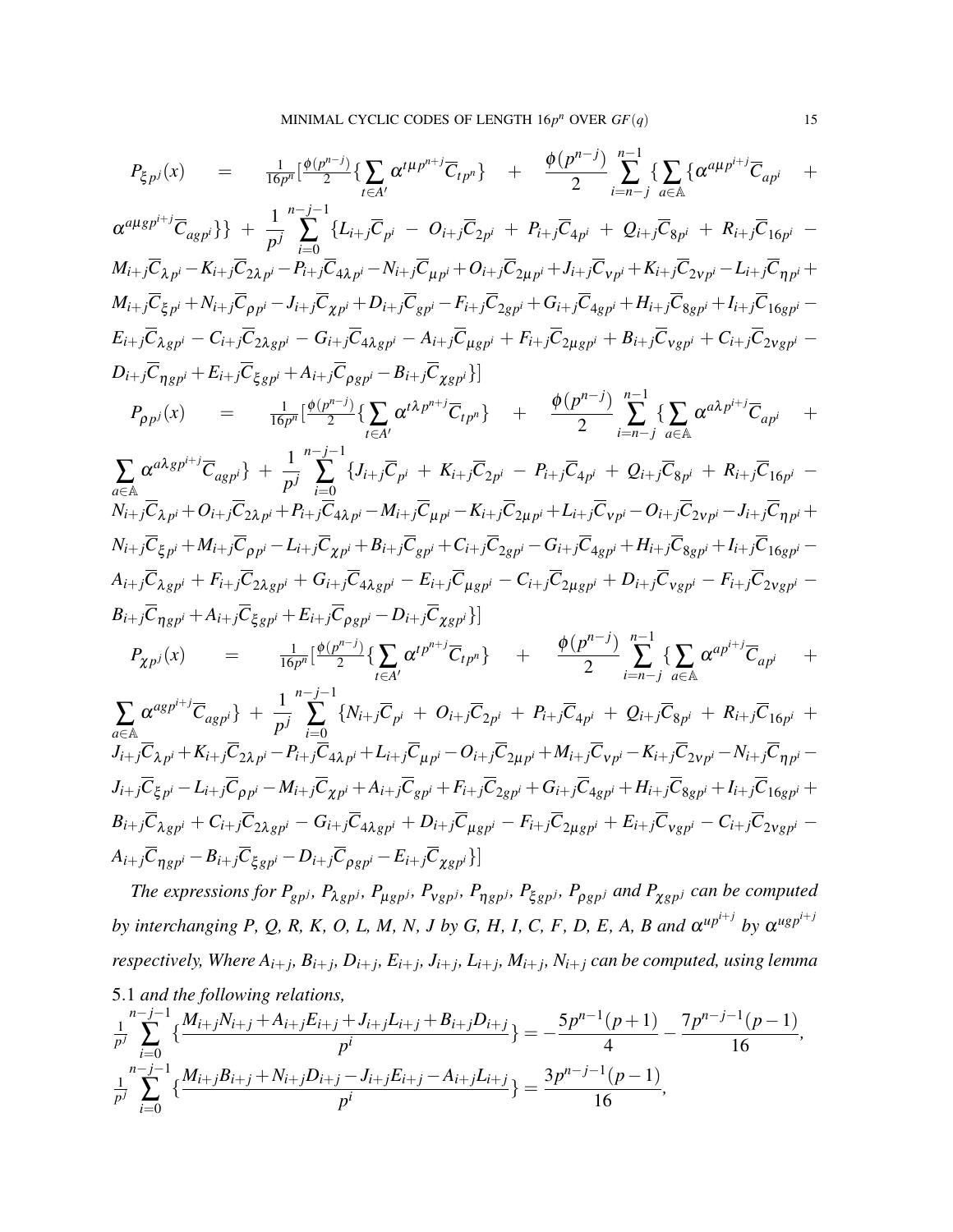$$P_{\xi p^j}(x) = \frac{1}{16p^n}[\frac{\phi(p^{n-j})}{2}\{\sum_{t\in A'}\alpha^{t\mu p^{n+j}}\overline{C}_{tp^n}\} + \frac{\phi(p^{n-j})}{2}\sum_{i=n-j}^{n-1}\{\sum_{a\in\mathbb{A}}\{\alpha^{a\mu p^{i+j}}\overline{C}_{ap^i} + \alpha^{a\mu g p^{i+j}}\overline{C}_{agp^i}\}\} + \frac{1}{p^j}\sum_{i=0}^{n-j-1}\{L_{i+j}\overline{C}_{p^i} - O_{i+j}\overline{C}_{2p^i} + P_{i+j}\overline{C}_{4p^i} + Q_{i+j}\overline{C}_{8p^i} + R_{i+j}\overline{C}_{16p^i} - M_{i+j}\overline{C}_{\lambda p^i} - K_{i+j}\overline{C}_{2\lambda p^i} - P_{i+j}\overline{C}_{4\lambda p^i} - N_{i+j}\overline{C}_{\mu p^i} + O_{i+j}\overline{C}_{2\mu p^i} + J_{i+j}\overline{C}_{\nu p^i} + K_{i+j}\overline{C}_{2\nu p^i} - L_{i+j}\overline{C}_{\eta p^i} + M_{i+j}\overline{C}_{\xi p^i} + N_{i+j}\overline{C}_{\rho p^i} - J_{i+j}\overline{C}_{\chi p^i} + D_{i+j}\overline{C}_{gp^i} - F_{i+j}\overline{C}_{2gp^i} + G_{i+j}\overline{C}_{4gp^i} + H_{i+j}\overline{C}_{8gp^i} + I_{i+j}\overline{C}_{16gp^i} - E_{i+j}\overline{C}_{\lambda gp^i} - C_{i+j}\overline{C}_{2\lambda gp^i} - G_{i+j}\overline{C}_{4\lambda gp^i} - A_{i+j}\overline{C}_{\mu gp^i} + F_{i+j}\overline{C}_{2\mu gp^i} + B_{i+j}\overline{C}_{\nu gp^i} + C_{i+j}\overline{C}_{2\nu gp^i} - D_{i+j}\overline{C}_{\eta gp^i} + E_{i+j}\overline{C}_{\xi gp^i} + A_{i+j}\overline{C}_{\rho gp^i} - B_{i+j}\overline{C}_{\chi gp^i}\}]$$

$$P_{\rho p^j}(x) = \frac{1}{16p^n}[\frac{\phi(p^{n-j})}{2}\{\sum_{t\in A'}\alpha^{t\lambda p^{n+j}}\overline{C}_{tp^n}\} + \frac{\phi(p^{n-j})}{2}\sum_{i=n-j}^{n-1}\{\sum_{a\in\mathbb{A}}\alpha^{a\lambda p^{i+j}}\overline{C}_{ap^i} + \sum_{a\in\mathbb{A}}\alpha^{a\lambda g p^{i+j}}\overline{C}_{agp^i}\} + \frac{1}{p^j}\sum_{i=0}^{n-j-1}\{J_{i+j}\overline{C}_{p^i} + K_{i+j}\overline{C}_{2p^i} - P_{i+j}\overline{C}_{4p^i} + Q_{i+j}\overline{C}_{8p^i} + R_{i+j}\overline{C}_{16p^i} - N_{i+j}\overline{C}_{\lambda p^i} + O_{i+j}\overline{C}_{2\lambda p^i} + P_{i+j}\overline{C}_{4\lambda p^i} - M_{i+j}\overline{C}_{\mu p^i} - K_{i+j}\overline{C}_{2\mu p^i} + L_{i+j}\overline{C}_{\nu p^i} - O_{i+j}\overline{C}_{2\nu p^i} - J_{i+j}\overline{C}_{\eta p^i} + N_{i+j}\overline{C}_{\xi p^i} + M_{i+j}\overline{C}_{\rho p^i} - L_{i+j}\overline{C}_{\chi p^i} + B_{i+j}\overline{C}_{gp^i} + C_{i+j}\overline{C}_{2gp^i} - G_{i+j}\overline{C}_{4gp^i} + H_{i+j}\overline{C}_{8gp^i} + I_{i+j}\overline{C}_{16gp^i} - A_{i+j}\overline{C}_{\lambda gp^i} + F_{i+j}\overline{C}_{2\lambda gp^i} + G_{i+j}\overline{C}_{4\lambda gp^i} - E_{i+j}\overline{C}_{\mu gp^i} - C_{i+j}\overline{C}_{2\mu gp^i} + D_{i+j}\overline{C}_{\nu gp^i} - F_{i+j}\overline{C}_{2\nu gp^i} - B_{i+j}\overline{C}_{\eta gp^i} + A_{i+j}\overline{C}_{\xi gp^i} + E_{i+j}\overline{C}_{\rho gp^i} - D_{i+j}\overline{C}_{\chi gp^i}\}]$$

$$P_{\chi p^j}(x) = \frac{1}{16p^n}[\frac{\phi(p^{n-j})}{2}\{\sum_{t\in A'}\alpha^{tp^{n+j}}\overline{C}_{tp^n}\} + \frac{\phi(p^{n-j})}{2}\sum_{i=n-j}^{n-1}\{\sum_{a\in\mathbb{A}}\alpha^{ap^{i+j}}\overline{C}_{ap^i} + \sum_{a\in\mathbb{A}}\alpha^{agp^{i+j}}\overline{C}_{agp^i}\} + \frac{1}{p^j}\sum_{i=0}^{n-j-1}\{N_{i+j}\overline{C}_{p^i} + O_{i+j}\overline{C}_{2p^i} + P_{i+j}\overline{C}_{4p^i} + Q_{i+j}\overline{C}_{8p^i} + R_{i+j}\overline{C}_{16p^i} + J_{i+j}\overline{C}_{\lambda p^i} + K_{i+j}\overline{C}_{2\lambda p^i} - P_{i+j}\overline{C}_{4\lambda p^i} + L_{i+j}\overline{C}_{\mu p^i} - O_{i+j}\overline{C}_{2\mu p^i} + M_{i+j}\overline{C}_{\nu p^i} - K_{i+j}\overline{C}_{2\nu p^i} - N_{i+j}\overline{C}_{\eta p^i} - J_{i+j}\overline{C}_{\xi p^i} - L_{i+j}\overline{C}_{\rho p^i} - M_{i+j}\overline{C}_{\chi p^i} + A_{i+j}\overline{C}_{gp^i} + F_{i+j}\overline{C}_{2gp^i} + G_{i+j}\overline{C}_{4gp^i} + H_{i+j}\overline{C}_{8gp^i} + I_{i+j}\overline{C}_{16gp^i} + B_{i+j}\overline{C}_{\lambda gp^i} + C_{i+j}\overline{C}_{2\lambda gp^i} - G_{i+j}\overline{C}_{4\lambda gp^i} + D_{i+j}\overline{C}_{\mu gp^i} - F_{i+j}\overline{C}_{2\mu gp^i} + E_{i+j}\overline{C}_{\nu gp^i} - C_{i+j}\overline{C}_{2\nu gp^i} - A_{i+j}\overline{C}_{\eta gp^i} - B_{i+j}\overline{C}_{\xi gp^i} - D_{i+j}\overline{C}_{\rho gp^i} - E_{i+j}\overline{C}_{\chi gp^i}\}]$$

*The expressions for $P_{gp^j}$, $P_{\lambda gp^j}$, $P_{\mu gp^j}$, $P_{\nu gp^j}$, $P_{\eta gp^j}$, $P_{\xi gp^j}$, $P_{\rho gp^j}$ and $P_{\chi gp^j}$ can be computed by interchanging P, Q, R, K, O, L, M, N, J by G, H, I, C, F, D, E, A, B and $\alpha^{up^{i+j}}$ by $\alpha^{ugp^{i+j}}$ respectively, Where $A_{i+j}$, $B_{i+j}$, $D_{i+j}$, $E_{i+j}$, $J_{i+j}$, $L_{i+j}$, $M_{i+j}$, $N_{i+j}$ can be computed, using lemma* 5.1 *and the following relations,*

$$\frac{1}{p^j}\sum_{i=0}^{n-j-1}\{\frac{M_{i+j}N_{i+j} + A_{i+j}E_{i+j} + J_{i+j}L_{i+j} + B_{i+j}D_{i+j}}{p^i}\} = -\frac{5p^{n-1}(p+1)}{4} - \frac{7p^{n-j-1}(p-1)}{16},$$

$$\frac{1}{p^j}\sum_{i=0}^{n-j-1}\{\frac{M_{i+j}B_{i+j} + N_{i+j}D_{i+j} - J_{i+j}E_{i+j} - A_{i+j}L_{i+j}}{p^i}\} = \frac{3p^{n-j-1}(p-1)}{16},$$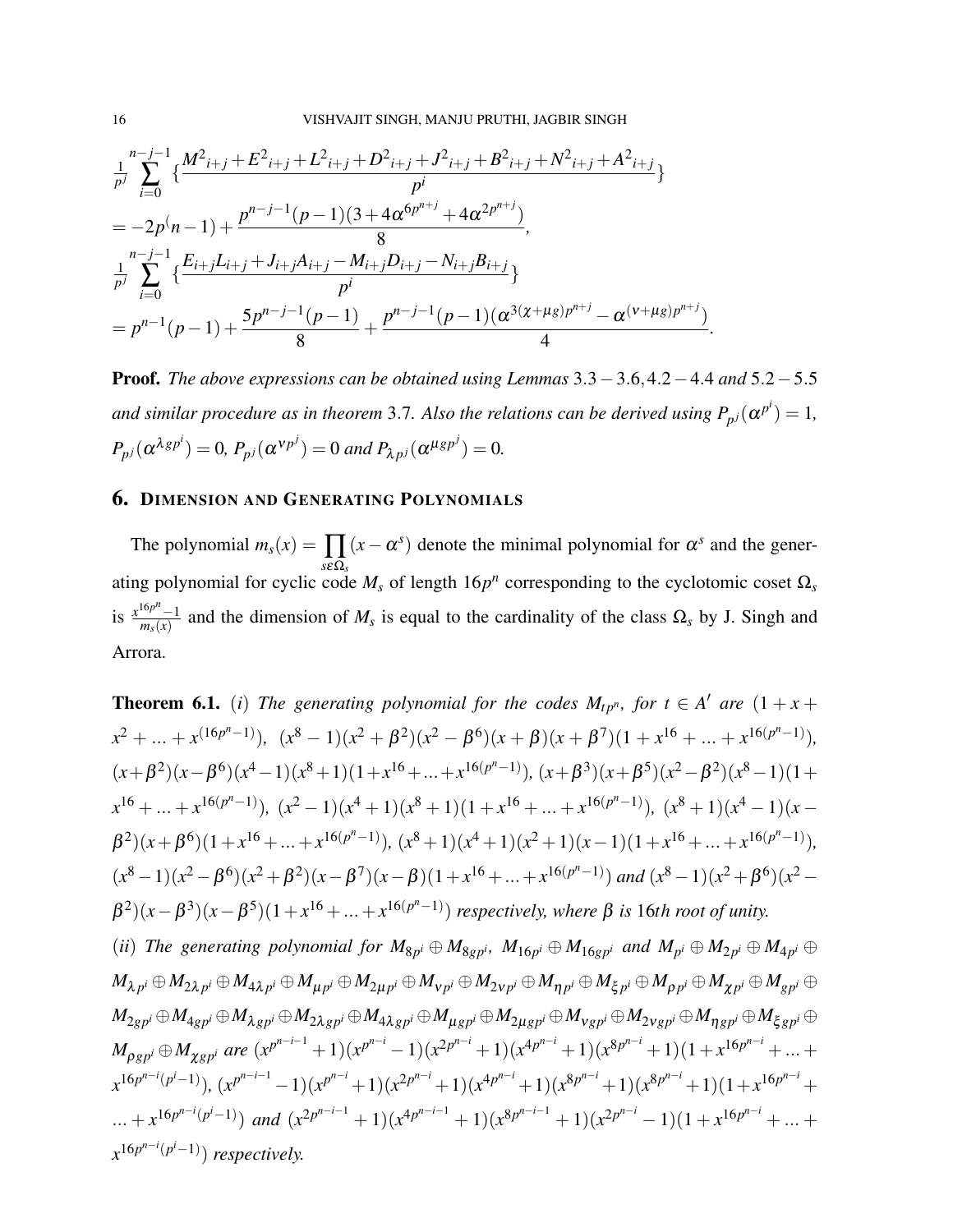$$\frac{1}{p^j}\sum_{i=0}^{n-j-1}\{\frac{M^2{}_{i+j}+E^2{}_{i+j}+L^2{}_{i+j}+D^2{}_{i+j}+J^2{}_{i+j}+B^2{}_{i+j}+N^2{}_{i+j}+A^2{}_{i+j}}{p^i}\}$$
$$=-2p(n-1)+\frac{p^{n-j-1}(p-1)(3+4\alpha^{6p^{n+j}}+4\alpha^{2p^{n+j}})}{8},$$
$$\frac{1}{p^j}\sum_{i=0}^{n-j-1}\{\frac{E_{i+j}L_{i+j}+J_{i+j}A_{i+j}-M_{i+j}D_{i+j}-N_{i+j}B_{i+j}}{p^i}\}$$
$$=p^{n-1}(p-1)+\frac{5p^{n-j-1}(p-1)}{8}+\frac{p^{n-j-1}(p-1)(\alpha^{3(\chi+\mu g)p^{n+j}}-\alpha^{(\nu+\mu g)p^{n+j}})}{4}.$$

**Proof.** *The above expressions can be obtained using Lemmas* $3.3-3.6, 4.2-4.4$ *and* $5.2-5.5$ *and similar procedure as in theorem* 3.7. *Also the relations can be derived using* $P_{p^j}(\alpha^{p^i})=1$, $P_{p^j}(\alpha^{\lambda g p^i})=0$, $P_{p^j}(\alpha^{\nu p^j})=0$ *and* $P_{\lambda p^j}(\alpha^{\mu g p^j})=0$.

## 6. Dimension and Generating Polynomials

The polynomial $m_s(x)=\prod_{s\varepsilon\Omega_s}(x-\alpha^s)$ denote the minimal polynomial for $\alpha^s$ and the generating polynomial for cyclic code $M_s$ of length $16p^n$ corresponding to the cyclotomic coset $\Omega_s$ is $\frac{x^{16p^n}-1}{m_s(x)}$ and the dimension of $M_s$ is equal to the cardinality of the class $\Omega_s$ by J. Singh and Arrora.

**Theorem 6.1.** $(i)$ *The generating polynomial for the codes* $M_{tp^n}$, *for* $t\in A'$ *are* $(1+x+x^2+...+x^{(16p^n-1)})$, $(x^8-1)(x^2+\beta^2)(x^2-\beta^6)(x+\beta)(x+\beta^7)(1+x^{16}+...+x^{16(p^n-1)})$, $(x+\beta^2)(x-\beta^6)(x^4-1)(x^8+1)(1+x^{16}+...+x^{16(p^n-1)})$, $(x+\beta^3)(x+\beta^5)(x^2-\beta^2)(x^8-1)(1+x^{16}+...+x^{16(p^n-1)})$, $(x^2-1)(x^4+1)(x^8+1)(1+x^{16}+...+x^{16(p^n-1)})$, $(x^8+1)(x^4-1)(x-\beta^2)(x+\beta^6)(1+x^{16}+...+x^{16(p^n-1)})$, $(x^8+1)(x^4+1)(x^2+1)(x-1)(1+x^{16}+...+x^{16(p^n-1)})$, $(x^8-1)(x^2-\beta^6)(x^2+\beta^2)(x-\beta^7)(x-\beta)(1+x^{16}+...+x^{16(p^n-1)})$ *and* $(x^8-1)(x^2+\beta^6)(x^2-\beta^2)(x-\beta^3)(x-\beta^5)(1+x^{16}+...+x^{16(p^n-1)})$ *respectively, where* $\beta$ *is* 16*th root of unity.*

$(ii)$ *The generating polynomial for* $M_{8p^i}\oplus M_{8gp^i}$, $M_{16p^i}\oplus M_{16gp^i}$ *and* $M_{p^i}\oplus M_{2p^i}\oplus M_{4p^i}\oplus M_{\lambda p^i}\oplus M_{2\lambda p^i}\oplus M_{4\lambda p^i}\oplus M_{\mu p^i}\oplus M_{2\mu p^i}\oplus M_{\nu p^i}\oplus M_{2\nu p^i}\oplus M_{\eta p^i}\oplus M_{\xi p^i}\oplus M_{\rho p^i}\oplus M_{\chi p^i}\oplus M_{gp^i}\oplus M_{2gp^i}\oplus M_{4gp^i}\oplus M_{\lambda gp^i}\oplus M_{2\lambda gp^i}\oplus M_{4\lambda gp^i}\oplus M_{\mu gp^i}\oplus M_{2\mu gp^i}\oplus M_{\nu gp^i}\oplus M_{2\nu gp^i}\oplus M_{\eta gp^i}\oplus M_{\xi gp^i}\oplus M_{\rho gp^i}\oplus M_{\chi gp^i}$ *are* $(x^{p^{n-i-1}}+1)(x^{p^{n-i}}-1)(x^{2p^{n-i}}+1)(x^{4p^{n-i}}+1)(x^{8p^{n-i}}+1)(1+x^{16p^{n-i}}+...+x^{16p^{n-i}(p^i-1)})$, $(x^{p^{n-i-1}}-1)(x^{p^{n-i}}+1)(x^{2p^{n-i}}+1)(x^{4p^{n-i}}+1)(x^{8p^{n-i}}+1)(x^{8p^{n-i}}+1)(1+x^{16p^{n-i}}+...+x^{16p^{n-i}(p^i-1)})$ *and* $(x^{2p^{n-i-1}}+1)(x^{4p^{n-i-1}}+1)(x^{8p^{n-i-1}}+1)(x^{2p^{n-i}}-1)(1+x^{16p^{n-i}}+...+x^{16p^{n-i}(p^i-1)})$ *respectively.*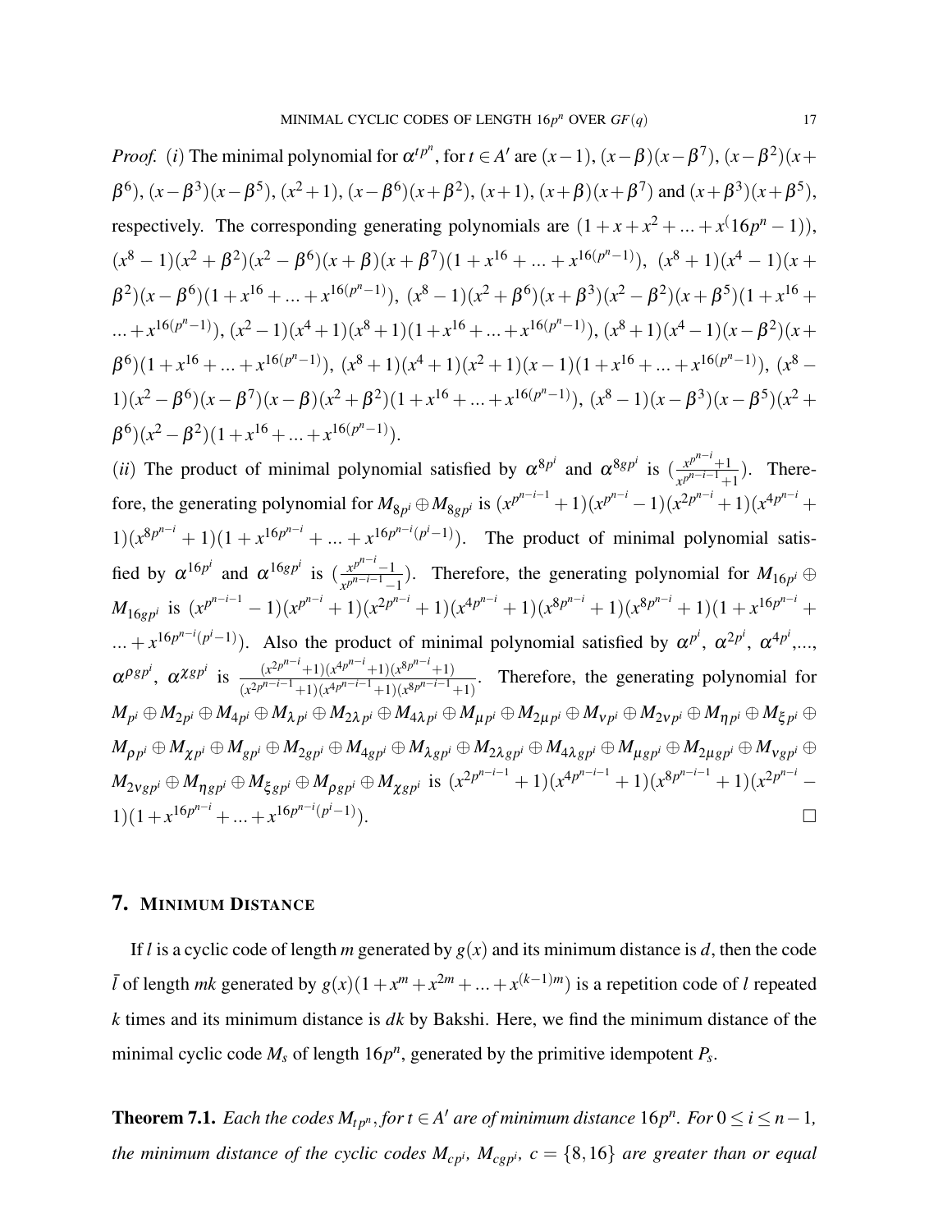*Proof.* $(i)$ The minimal polynomial for $\alpha^{tp^n}$, for $t \in A'$ are $(x-1)$, $(x-\beta)(x-\beta^7)$, $(x-\beta^2)(x+\beta^6)$, $(x-\beta^3)(x-\beta^5)$, $(x^2+1)$, $(x-\beta^6)(x+\beta^2)$, $(x+1)$, $(x+\beta)(x+\beta^7)$ and $(x+\beta^3)(x+\beta^5)$, respectively. The corresponding generating polynomials are $(1+x+x^2+...+x^(16p^n-1))$, $(x^8-1)(x^2+\beta^2)(x^2-\beta^6)(x+\beta)(x+\beta^7)(1+x^{16}+...+x^{16(p^n-1)})$, $(x^8+1)(x^4-1)(x+\beta^2)(x-\beta^6)(1+x^{16}+...+x^{16(p^n-1)})$, $(x^8-1)(x^2+\beta^6)(x+\beta^3)(x^2-\beta^2)(x+\beta^5)(1+x^{16}+...+x^{16(p^n-1)})$, $(x^2-1)(x^4+1)(x^8+1)(1+x^{16}+...+x^{16(p^n-1)})$, $(x^8+1)(x^4-1)(x-\beta^2)(x+\beta^6)(1+x^{16}+...+x^{16(p^n-1)})$, $(x^8+1)(x^4+1)(x^2+1)(x-1)(1+x^{16}+...+x^{16(p^n-1)})$, $(x^8-1)(x^2-\beta^6)(x-\beta^7)(x-\beta)(x^2+\beta^2)(1+x^{16}+...+x^{16(p^n-1)})$, $(x^8-1)(x-\beta^3)(x-\beta^5)(x^2+\beta^6)(x^2-\beta^2)(1+x^{16}+...+x^{16(p^n-1)})$.

$(ii)$ The product of minimal polynomial satisfied by $\alpha^{8p^i}$ and $\alpha^{8gp^i}$ is $(\frac{x^{p^{n-i}}+1}{x^{p^{n-i-1}}+1})$. Therefore, the generating polynomial for $M_{8p^i} \oplus M_{8gp^i}$ is $(x^{p^{n-i-1}}+1)(x^{p^{n-i}}-1)(x^{2p^{n-i}}+1)(x^{4p^{n-i}}+1)(x^{8p^{n-i}}+1)(1+x^{16p^{n-i}}+...+x^{16p^{n-i}(p^i-1)})$. The product of minimal polynomial satisfied by $\alpha^{16p^i}$ and $\alpha^{16gp^i}$ is $(\frac{x^{p^{n-i}}-1}{x^{p^{n-i-1}}-1})$. Therefore, the generating polynomial for $M_{16p^i} \oplus M_{16gp^i}$ is $(x^{p^{n-i-1}}-1)(x^{p^{n-i}}+1)(x^{2p^{n-i}}+1)(x^{4p^{n-i}}+1)(x^{8p^{n-i}}+1)(x^{8p^{n-i}}+1)(1+x^{16p^{n-i}}+...+x^{16p^{n-i}(p^i-1)})$. Also the product of minimal polynomial satisfied by $\alpha^{p^i}$, $\alpha^{2p^i}$, $\alpha^{4p^i}$,..., $\alpha^{\rho gp^i}$, $\alpha^{\chi gp^i}$ is $\frac{(x^{2p^{n-i}}+1)(x^{4p^{n-i}}+1)(x^{8p^{n-i}}+1)}{(x^{2p^{n-i-1}}+1)(x^{4p^{n-i-1}}+1)(x^{8p^{n-i-1}}+1)}$. Therefore, the generating polynomial for $M_{p^i} \oplus M_{2p^i} \oplus M_{4p^i} \oplus M_{\lambda p^i} \oplus M_{2\lambda p^i} \oplus M_{4\lambda p^i} \oplus M_{\mu p^i} \oplus M_{2\mu p^i} \oplus M_{\nu p^i} \oplus M_{2\nu p^i} \oplus M_{\eta p^i} \oplus M_{\xi p^i} \oplus M_{\rho p^i} \oplus M_{\chi p^i} \oplus M_{gp^i} \oplus M_{2gp^i} \oplus M_{4gp^i} \oplus M_{\lambda gp^i} \oplus M_{2\lambda gp^i} \oplus M_{4\lambda gp^i} \oplus M_{\mu gp^i} \oplus M_{2\mu gp^i} \oplus M_{\nu gp^i} \oplus M_{2\nu gp^i} \oplus M_{\eta gp^i} \oplus M_{\xi gp^i} \oplus M_{\rho gp^i} \oplus M_{\chi gp^i}$ is $(x^{2p^{n-i-1}}+1)(x^{4p^{n-i-1}}+1)(x^{8p^{n-i-1}}+1)(x^{2p^{n-i}}-1)(1+x^{16p^{n-i}}+...+x^{16p^{n-i}(p^i-1)})$. □

## 7. Minimum Distance

If $l$ is a cyclic code of length $m$ generated by $g(x)$ and its minimum distance is $d$, then the code $\bar{l}$ of length $mk$ generated by $g(x)(1+x^m+x^{2m}+...+x^{(k-1)m})$ is a repetition code of $l$ repeated $k$ times and its minimum distance is $dk$ by Bakshi. Here, we find the minimum distance of the minimal cyclic code $M_s$ of length $16p^n$, generated by the primitive idempotent $P_s$.

**Theorem 7.1.** *Each the codes $M_{tp^n}$, for $t \in A'$ are of minimum distance $16p^n$. For $0 \leq i \leq n-1$, the minimum distance of the cyclic codes $M_{cp^i}$, $M_{cgp^i}$, $c = \{8,16\}$ are greater than or equal*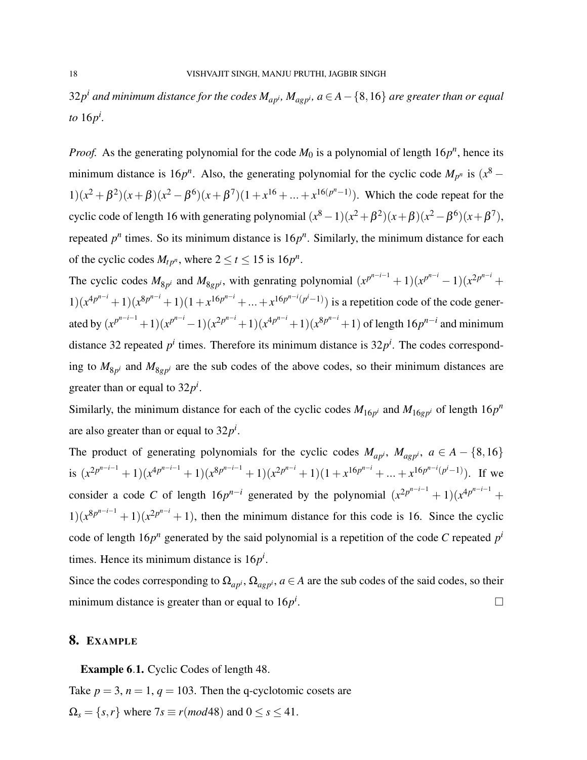$32p^i$ *and minimum distance for the codes* $M_{ap^i}$, $M_{agp^i}$, $a \in A-\{8,16\}$ *are greater than or equal to* $16p^i$.

*Proof.* As the generating polynomial for the code $M_0$ is a polynomial of length $16p^n$, hence its minimum distance is $16p^n$. Also, the generating polynomial for the cyclic code $M_{p^n}$ is $(x^8-1)(x^2+\beta^2)(x+\beta)(x^2-\beta^6)(x+\beta^7)(1+x^{16}+...+x^{16(p^n-1)})$. Which the code repeat for the cyclic code of length 16 with generating polynomial $(x^8-1)(x^2+\beta^2)(x+\beta)(x^2-\beta^6)(x+\beta^7)$, repeated $p^n$ times. So its minimum distance is $16p^n$. Similarly, the minimum distance for each of the cyclic codes $M_{tp^n}$, where $2 \leq t \leq 15$ is $16p^n$.

The cyclic codes $M_{8p^i}$ and $M_{8gp^i}$, with genrating polynomial $(x^{p^{n-i-1}}+1)(x^{p^{n-i}}-1)(x^{2p^{n-i}}+1)(x^{4p^{n-i}}+1)(x^{8p^{n-i}}+1)(1+x^{16p^{n-i}}+...+x^{16p^{n-i}(p^i-1)})$ is a repetition code of the code generated by $(x^{p^{n-i-1}}+1)(x^{p^{n-i}}-1)(x^{2p^{n-i}}+1)(x^{4p^{n-i}}+1)(x^{8p^{n-i}}+1)$ of length $16p^{n-i}$ and minimum distance 32 repeated $p^i$ times. Therefore its minimum distance is $32p^i$. The codes corresponding to $M_{8p^i}$ and $M_{8gp^i}$ are the sub codes of the above codes, so their minimum distances are greater than or equal to $32p^i$.

Similarly, the minimum distance for each of the cyclic codes $M_{16p^i}$ and $M_{16gp^i}$ of length $16p^n$ are also greater than or equal to $32p^i$.

The product of generating polynomials for the cyclic codes $M_{ap^i}$, $M_{agp^i}$, $a \in A-\{8,16\}$ is $(x^{2p^{n-i-1}}+1)(x^{4p^{n-i-1}}+1)(x^{8p^{n-i-1}}+1)(x^{2p^{n-i}}+1)(1+x^{16p^{n-i}}+...+x^{16p^{n-i}(p^i-1)})$. If we consider a code $C$ of length $16p^{n-i}$ generated by the polynomial $(x^{2p^{n-i-1}}+1)(x^{4p^{n-i-1}}+1)(x^{8p^{n-i-1}}+1)(x^{2p^{n-i}}+1)$, then the minimum distance for this code is 16. Since the cyclic code of length $16p^n$ generated by the said polynomial is a repetition of the code $C$ repeated $p^i$ times. Hence its minimum distance is $16p^i$.

Since the codes corresponding to $\Omega_{ap^i}$, $\Omega_{agp^i}$, $a \in A$ are the sub codes of the said codes, so their minimum distance is greater than or equal to $16p^i$. □

## 8. Example

**Example 6.1.** Cyclic Codes of length 48.

Take $p=3$, $n=1$, $q=103$. Then the q-cyclotomic cosets are

$\Omega_s = \{s, r\}$ where $7s \equiv r(mod 48)$ and $0 \leq s \leq 41$.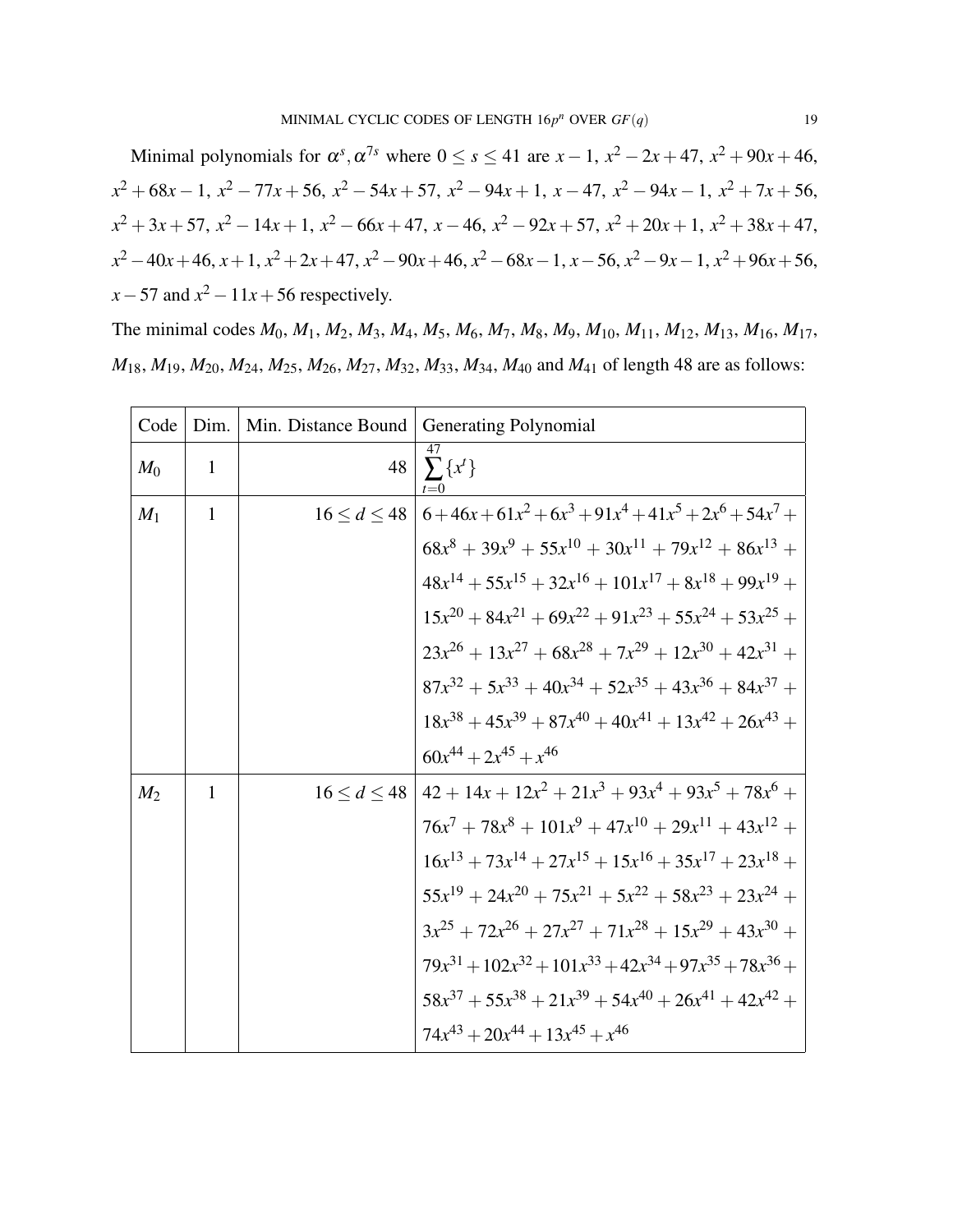Minimal polynomials for $\alpha^s, \alpha^{7s}$ where $0 \leq s \leq 41$ are $x-1$, $x^2-2x+47$, $x^2+90x+46$, $x^2+68x-1$, $x^2-77x+56$, $x^2-54x+57$, $x^2-94x+1$, $x-47$, $x^2-94x-1$, $x^2+7x+56$, $x^2+3x+57$, $x^2-14x+1$, $x^2-66x+47$, $x-46$, $x^2-92x+57$, $x^2+20x+1$, $x^2+38x+47$, $x^2-40x+46$, $x+1$, $x^2+2x+47$, $x^2-90x+46$, $x^2-68x-1$, $x-56$, $x^2-9x-1$, $x^2+96x+56$, $x-57$ and $x^2-11x+56$ respectively.

The minimal codes $M_0$, $M_1$, $M_2$, $M_3$, $M_4$, $M_5$, $M_6$, $M_7$, $M_8$, $M_9$, $M_{10}$, $M_{11}$, $M_{12}$, $M_{13}$, $M_{16}$, $M_{17}$, $M_{18}$, $M_{19}$, $M_{20}$, $M_{24}$, $M_{25}$, $M_{26}$, $M_{27}$, $M_{32}$, $M_{33}$, $M_{34}$, $M_{40}$ and $M_{41}$ of length 48 are as follows:

| Code | Dim. | Min. Distance Bound | Generating Polynomial |
|---|---|---|---|
| $M_0$ | 1 | 48 | $\sum_{t=0}^{47}\{x^t\}$ |
| $M_1$ | 1 | $16 \leq d \leq 48$ | $6+46x+61x^2+6x^3+91x^4+41x^5+2x^6+54x^7+68x^8+39x^9+55x^{10}+30x^{11}+79x^{12}+86x^{13}+48x^{14}+55x^{15}+32x^{16}+101x^{17}+8x^{18}+99x^{19}+15x^{20}+84x^{21}+69x^{22}+91x^{23}+55x^{24}+53x^{25}+23x^{26}+13x^{27}+68x^{28}+7x^{29}+12x^{30}+42x^{31}+87x^{32}+5x^{33}+40x^{34}+52x^{35}+43x^{36}+84x^{37}+18x^{38}+45x^{39}+87x^{40}+40x^{41}+13x^{42}+26x^{43}+60x^{44}+2x^{45}+x^{46}$ |
| $M_2$ | 1 | $16 \leq d \leq 48$ | $42+14x+12x^2+21x^3+93x^4+93x^5+78x^6+76x^7+78x^8+101x^9+47x^{10}+29x^{11}+43x^{12}+16x^{13}+73x^{14}+27x^{15}+15x^{16}+35x^{17}+23x^{18}+55x^{19}+24x^{20}+75x^{21}+5x^{22}+58x^{23}+23x^{24}+3x^{25}+72x^{26}+27x^{27}+71x^{28}+15x^{29}+43x^{30}+79x^{31}+102x^{32}+101x^{33}+42x^{34}+97x^{35}+78x^{36}+58x^{37}+55x^{38}+21x^{39}+54x^{40}+26x^{41}+42x^{42}+74x^{43}+20x^{44}+13x^{45}+x^{46}$ |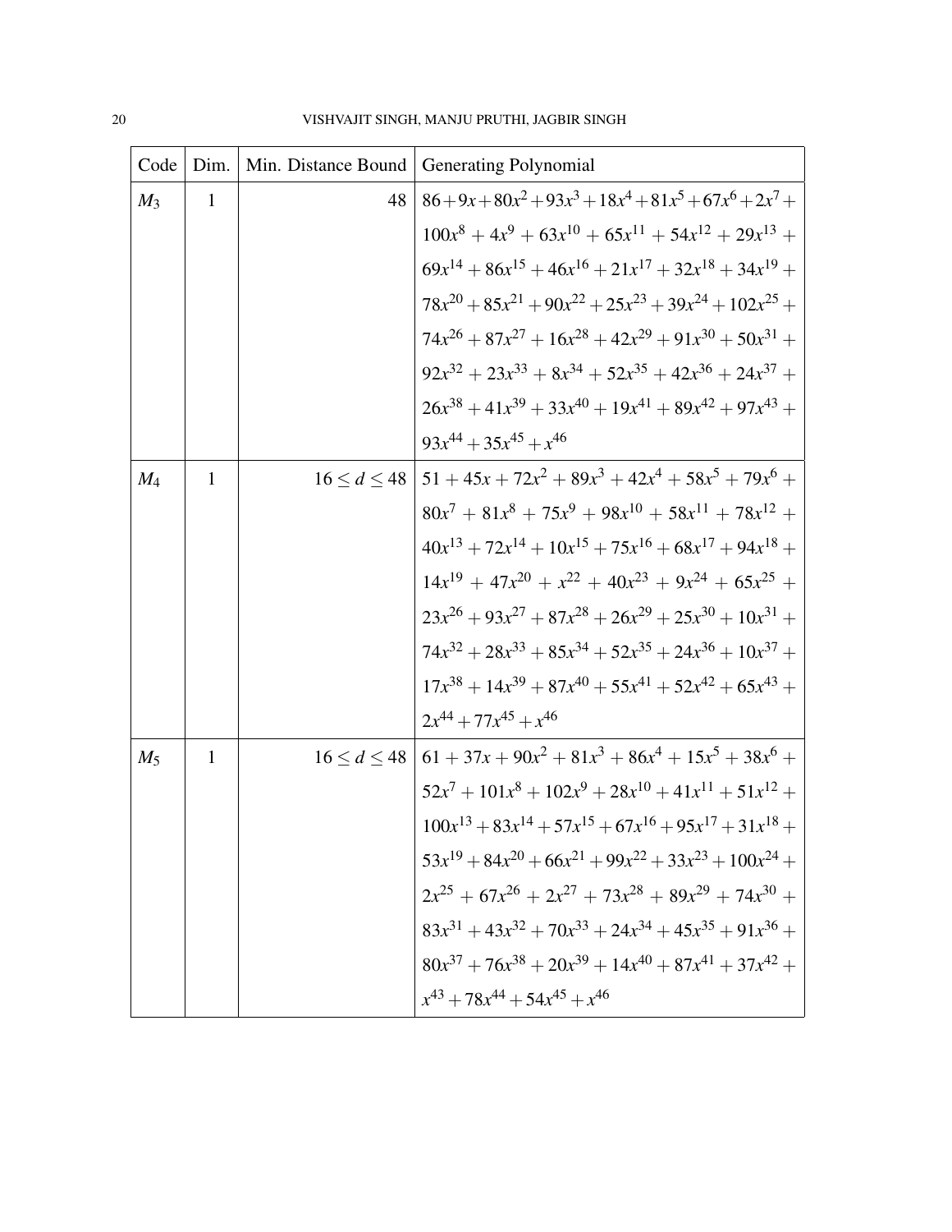| Code | Dim. | Min. Distance Bound | Generating Polynomial |
|---|---|---|---|
| $M_3$ | 1 | 48 | $86+9x+80x^2+93x^3+18x^4+81x^5+67x^6+2x^7+100x^8+4x^9+63x^{10}+65x^{11}+54x^{12}+29x^{13}+69x^{14}+86x^{15}+46x^{16}+21x^{17}+32x^{18}+34x^{19}+78x^{20}+85x^{21}+90x^{22}+25x^{23}+39x^{24}+102x^{25}+74x^{26}+87x^{27}+16x^{28}+42x^{29}+91x^{30}+50x^{31}+92x^{32}+23x^{33}+8x^{34}+52x^{35}+42x^{36}+24x^{37}+26x^{38}+41x^{39}+33x^{40}+19x^{41}+89x^{42}+97x^{43}+93x^{44}+35x^{45}+x^{46}$ |
| $M_4$ | 1 | $16 \leq d \leq 48$ | $51+45x+72x^2+89x^3+42x^4+58x^5+79x^6+80x^7+81x^8+75x^9+98x^{10}+58x^{11}+78x^{12}+40x^{13}+72x^{14}+10x^{15}+75x^{16}+68x^{17}+94x^{18}+14x^{19}+47x^{20}+x^{22}+40x^{23}+9x^{24}+65x^{25}+23x^{26}+93x^{27}+87x^{28}+26x^{29}+25x^{30}+10x^{31}+74x^{32}+28x^{33}+85x^{34}+52x^{35}+24x^{36}+10x^{37}+17x^{38}+14x^{39}+87x^{40}+55x^{41}+52x^{42}+65x^{43}+2x^{44}+77x^{45}+x^{46}$ |
| $M_5$ | 1 | $16 \leq d \leq 48$ | $61+37x+90x^2+81x^3+86x^4+15x^5+38x^6+52x^7+101x^8+102x^9+28x^{10}+41x^{11}+51x^{12}+100x^{13}+83x^{14}+57x^{15}+67x^{16}+95x^{17}+31x^{18}+53x^{19}+84x^{20}+66x^{21}+99x^{22}+33x^{23}+100x^{24}+2x^{25}+67x^{26}+2x^{27}+73x^{28}+89x^{29}+74x^{30}+83x^{31}+43x^{32}+70x^{33}+24x^{34}+45x^{35}+91x^{36}+80x^{37}+76x^{38}+20x^{39}+14x^{40}+87x^{41}+37x^{42}+x^{43}+78x^{44}+54x^{45}+x^{46}$ |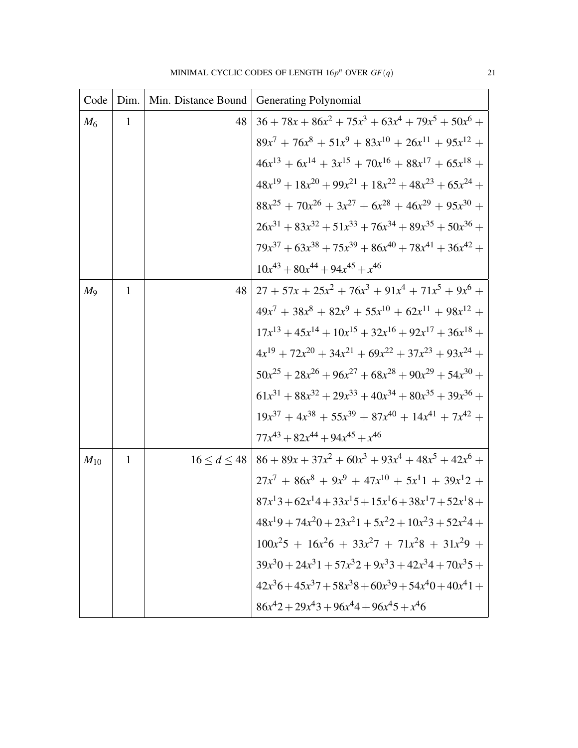| Code | Dim. | Min. Distance Bound | Generating Polynomial |
|---|---|---|---|
| $M_6$ | 1 | 48 | $36+78x+86x^2+75x^3+63x^4+79x^5+50x^6+89x^7+76x^8+51x^9+83x^{10}+26x^{11}+95x^{12}+46x^{13}+6x^{14}+3x^{15}+70x^{16}+88x^{17}+65x^{18}+48x^{19}+18x^{20}+99x^{21}+18x^{22}+48x^{23}+65x^{24}+88x^{25}+70x^{26}+3x^{27}+6x^{28}+46x^{29}+95x^{30}+26x^{31}+83x^{32}+51x^{33}+76x^{34}+89x^{35}+50x^{36}+79x^{37}+63x^{38}+75x^{39}+86x^{40}+78x^{41}+36x^{42}+10x^{43}+80x^{44}+94x^{45}+x^{46}$ |
| $M_9$ | 1 | 48 | $27+57x+25x^2+76x^3+91x^4+71x^5+9x^6+49x^7+38x^8+82x^9+55x^{10}+62x^{11}+98x^{12}+17x^{13}+45x^{14}+10x^{15}+32x^{16}+92x^{17}+36x^{18}+4x^{19}+72x^{20}+34x^{21}+69x^{22}+37x^{23}+93x^{24}+50x^{25}+28x^{26}+96x^{27}+68x^{28}+90x^{29}+54x^{30}+61x^{31}+88x^{32}+29x^{33}+40x^{34}+80x^{35}+39x^{36}+19x^{37}+4x^{38}+55x^{39}+87x^{40}+14x^{41}+7x^{42}+77x^{43}+82x^{44}+94x^{45}+x^{46}$ |
| $M_{10}$ | 1 | $16 \leq d \leq 48$ | $86+89x+37x^2+60x^3+93x^4+48x^5+42x^6+27x^7+86x^8+9x^9+47x^{10}+5x^11+39x^12+87x^13+62x^14+33x^15+15x^16+38x^17+52x^18+48x^19+74x^20+23x^21+5x^22+10x^23+52x^24+100x^25+16x^26+33x^27+71x^28+31x^29+39x^30+24x^31+57x^32+9x^33+42x^34+70x^35+42x^36+45x^37+58x^38+60x^39+54x^40+40x^41+86x^42+29x^43+96x^44+96x^45+x^46$ |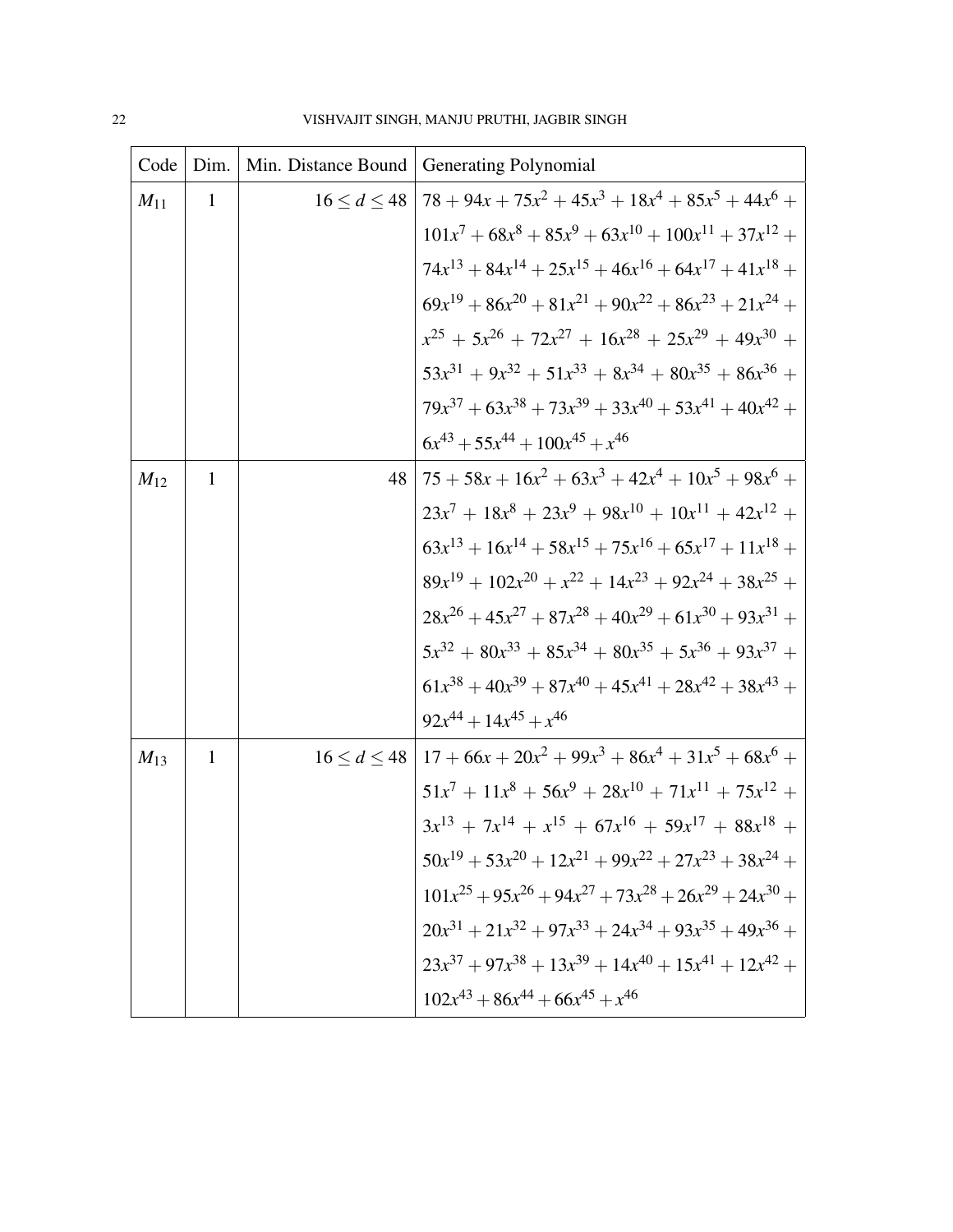| Code | Dim. | Min. Distance Bound | Generating Polynomial |
|---|---|---|---|
| $M_{11}$ | 1 | $16 \leq d \leq 48$ | $78 + 94x + 75x^2 + 45x^3 + 18x^4 + 85x^5 + 44x^6 + 101x^7 + 68x^8 + 85x^9 + 63x^{10} + 100x^{11} + 37x^{12} + 74x^{13} + 84x^{14} + 25x^{15} + 46x^{16} + 64x^{17} + 41x^{18} + 69x^{19} + 86x^{20} + 81x^{21} + 90x^{22} + 86x^{23} + 21x^{24} + x^{25} + 5x^{26} + 72x^{27} + 16x^{28} + 25x^{29} + 49x^{30} + 53x^{31} + 9x^{32} + 51x^{33} + 8x^{34} + 80x^{35} + 86x^{36} + 79x^{37} + 63x^{38} + 73x^{39} + 33x^{40} + 53x^{41} + 40x^{42} + 6x^{43} + 55x^{44} + 100x^{45} + x^{46}$ |
| $M_{12}$ | 1 | 48 | $75 + 58x + 16x^2 + 63x^3 + 42x^4 + 10x^5 + 98x^6 + 23x^7 + 18x^8 + 23x^9 + 98x^{10} + 10x^{11} + 42x^{12} + 63x^{13} + 16x^{14} + 58x^{15} + 75x^{16} + 65x^{17} + 11x^{18} + 89x^{19} + 102x^{20} + x^{22} + 14x^{23} + 92x^{24} + 38x^{25} + 28x^{26} + 45x^{27} + 87x^{28} + 40x^{29} + 61x^{30} + 93x^{31} + 5x^{32} + 80x^{33} + 85x^{34} + 80x^{35} + 5x^{36} + 93x^{37} + 61x^{38} + 40x^{39} + 87x^{40} + 45x^{41} + 28x^{42} + 38x^{43} + 92x^{44} + 14x^{45} + x^{46}$ |
| $M_{13}$ | 1 | $16 \leq d \leq 48$ | $17 + 66x + 20x^2 + 99x^3 + 86x^4 + 31x^5 + 68x^6 + 51x^7 + 11x^8 + 56x^9 + 28x^{10} + 71x^{11} + 75x^{12} + 3x^{13} + 7x^{14} + x^{15} + 67x^{16} + 59x^{17} + 88x^{18} + 50x^{19} + 53x^{20} + 12x^{21} + 99x^{22} + 27x^{23} + 38x^{24} + 101x^{25} + 95x^{26} + 94x^{27} + 73x^{28} + 26x^{29} + 24x^{30} + 20x^{31} + 21x^{32} + 97x^{33} + 24x^{34} + 93x^{35} + 49x^{36} + 23x^{37} + 97x^{38} + 13x^{39} + 14x^{40} + 15x^{41} + 12x^{42} + 102x^{43} + 86x^{44} + 66x^{45} + x^{46}$ |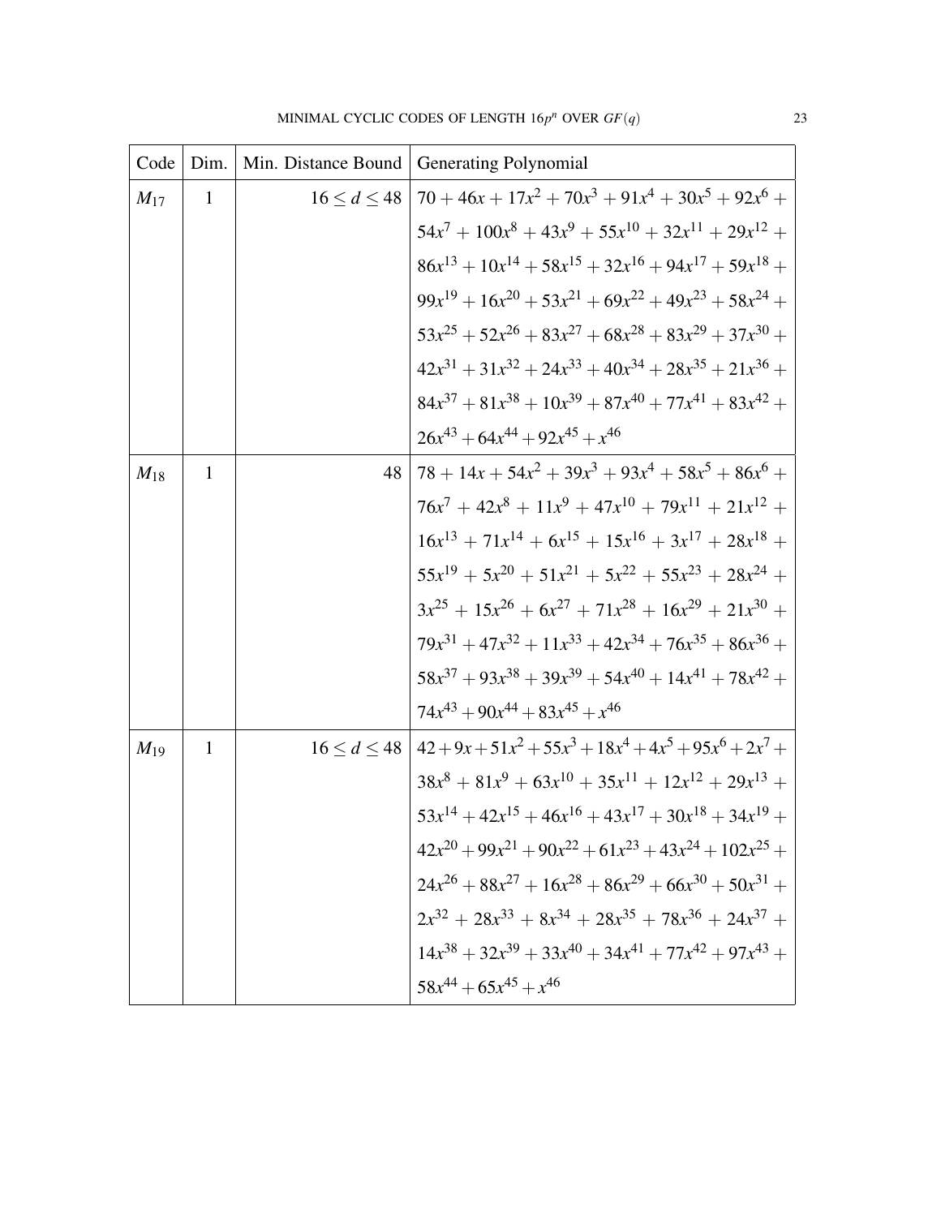| Code | Dim. | Min. Distance Bound | Generating Polynomial |
| --- | --- | --- | --- |
| $M_{17}$ | 1 | $16 \leq d \leq 48$ | $70 + 46x + 17x^2 + 70x^3 + 91x^4 + 30x^5 + 92x^6 + 54x^7 + 100x^8 + 43x^9 + 55x^{10} + 32x^{11} + 29x^{12} + 86x^{13} + 10x^{14} + 58x^{15} + 32x^{16} + 94x^{17} + 59x^{18} + 99x^{19} + 16x^{20} + 53x^{21} + 69x^{22} + 49x^{23} + 58x^{24} + 53x^{25} + 52x^{26} + 83x^{27} + 68x^{28} + 83x^{29} + 37x^{30} + 42x^{31} + 31x^{32} + 24x^{33} + 40x^{34} + 28x^{35} + 21x^{36} + 84x^{37} + 81x^{38} + 10x^{39} + 87x^{40} + 77x^{41} + 83x^{42} + 26x^{43} + 64x^{44} + 92x^{45} + x^{46}$ |
| $M_{18}$ | 1 | 48 | $78 + 14x + 54x^2 + 39x^3 + 93x^4 + 58x^5 + 86x^6 + 76x^7 + 42x^8 + 11x^9 + 47x^{10} + 79x^{11} + 21x^{12} + 16x^{13} + 71x^{14} + 6x^{15} + 15x^{16} + 3x^{17} + 28x^{18} + 55x^{19} + 5x^{20} + 51x^{21} + 5x^{22} + 55x^{23} + 28x^{24} + 3x^{25} + 15x^{26} + 6x^{27} + 71x^{28} + 16x^{29} + 21x^{30} + 79x^{31} + 47x^{32} + 11x^{33} + 42x^{34} + 76x^{35} + 86x^{36} + 58x^{37} + 93x^{38} + 39x^{39} + 54x^{40} + 14x^{41} + 78x^{42} + 74x^{43} + 90x^{44} + 83x^{45} + x^{46}$ |
| $M_{19}$ | 1 | $16 \leq d \leq 48$ | $42 + 9x + 51x^2 + 55x^3 + 18x^4 + 4x^5 + 95x^6 + 2x^7 + 38x^8 + 81x^9 + 63x^{10} + 35x^{11} + 12x^{12} + 29x^{13} + 53x^{14} + 42x^{15} + 46x^{16} + 43x^{17} + 30x^{18} + 34x^{19} + 42x^{20} + 99x^{21} + 90x^{22} + 61x^{23} + 43x^{24} + 102x^{25} + 24x^{26} + 88x^{27} + 16x^{28} + 86x^{29} + 66x^{30} + 50x^{31} + 2x^{32} + 28x^{33} + 8x^{34} + 28x^{35} + 78x^{36} + 24x^{37} + 14x^{38} + 32x^{39} + 33x^{40} + 34x^{41} + 77x^{42} + 97x^{43} + 58x^{44} + 65x^{45} + x^{46}$ |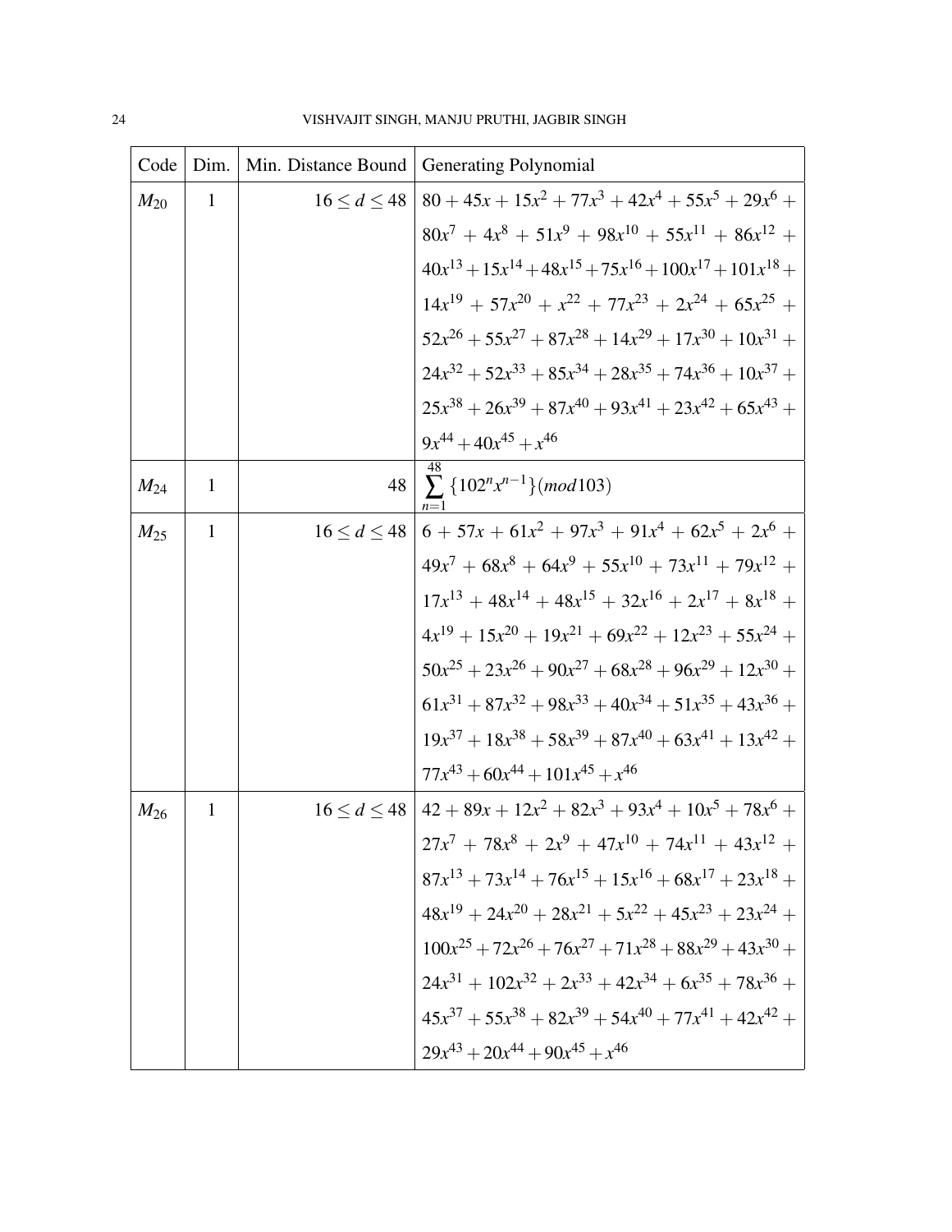| Code | Dim. | Min. Distance Bound | Generating Polynomial |
|---|---|---|---|
| $M_{20}$ | 1 | $16 \leq d \leq 48$ | $80 + 45x + 15x^2 + 77x^3 + 42x^4 + 55x^5 + 29x^6 + 80x^7 + 4x^8 + 51x^9 + 98x^{10} + 55x^{11} + 86x^{12} + 40x^{13} + 15x^{14} + 48x^{15} + 75x^{16} + 100x^{17} + 101x^{18} + 14x^{19} + 57x^{20} + x^{22} + 77x^{23} + 2x^{24} + 65x^{25} + 52x^{26} + 55x^{27} + 87x^{28} + 14x^{29} + 17x^{30} + 10x^{31} + 24x^{32} + 52x^{33} + 85x^{34} + 28x^{35} + 74x^{36} + 10x^{37} + 25x^{38} + 26x^{39} + 87x^{40} + 93x^{41} + 23x^{42} + 65x^{43} + 9x^{44} + 40x^{45} + x^{46}$ |
| $M_{24}$ | 1 | 48 | $\sum_{n=1}^{48} \{102^n x^{n-1}\}(mod 103)$ |
| $M_{25}$ | 1 | $16 \leq d \leq 48$ | $6 + 57x + 61x^2 + 97x^3 + 91x^4 + 62x^5 + 2x^6 + 49x^7 + 68x^8 + 64x^9 + 55x^{10} + 73x^{11} + 79x^{12} + 17x^{13} + 48x^{14} + 48x^{15} + 32x^{16} + 2x^{17} + 8x^{18} + 4x^{19} + 15x^{20} + 19x^{21} + 69x^{22} + 12x^{23} + 55x^{24} + 50x^{25} + 23x^{26} + 90x^{27} + 68x^{28} + 96x^{29} + 12x^{30} + 61x^{31} + 87x^{32} + 98x^{33} + 40x^{34} + 51x^{35} + 43x^{36} + 19x^{37} + 18x^{38} + 58x^{39} + 87x^{40} + 63x^{41} + 13x^{42} + 77x^{43} + 60x^{44} + 101x^{45} + x^{46}$ |
| $M_{26}$ | 1 | $16 \leq d \leq 48$ | $42 + 89x + 12x^2 + 82x^3 + 93x^4 + 10x^5 + 78x^6 + 27x^7 + 78x^8 + 2x^9 + 47x^{10} + 74x^{11} + 43x^{12} + 87x^{13} + 73x^{14} + 76x^{15} + 15x^{16} + 68x^{17} + 23x^{18} + 48x^{19} + 24x^{20} + 28x^{21} + 5x^{22} + 45x^{23} + 23x^{24} + 100x^{25} + 72x^{26} + 76x^{27} + 71x^{28} + 88x^{29} + 43x^{30} + 24x^{31} + 102x^{32} + 2x^{33} + 42x^{34} + 6x^{35} + 78x^{36} + 45x^{37} + 55x^{38} + 82x^{39} + 54x^{40} + 77x^{41} + 42x^{42} + 29x^{43} + 20x^{44} + 90x^{45} + x^{46}$ |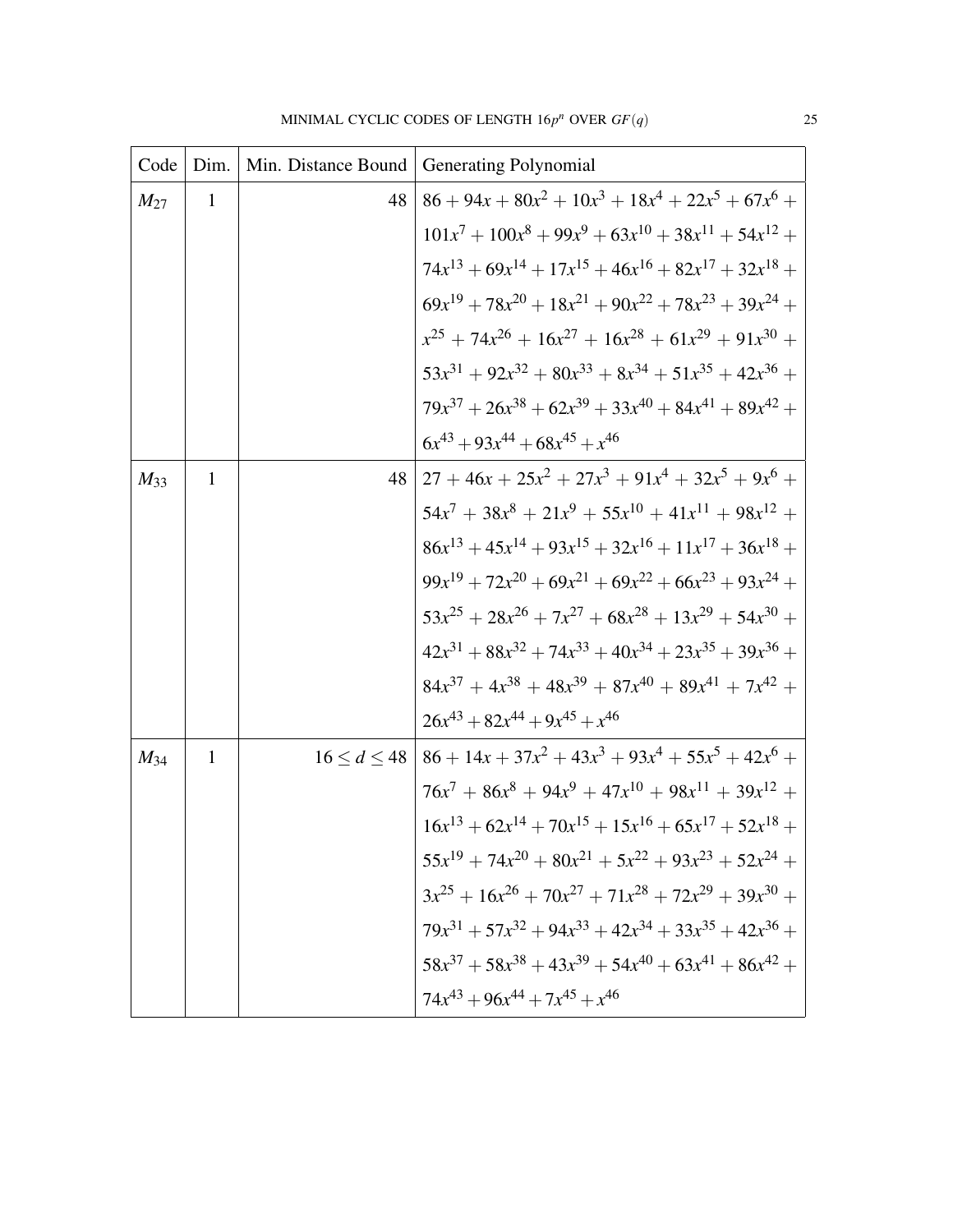| Code | Dim. | Min. Distance Bound | Generating Polynomial |
|---|---|---|---|
| $M_{27}$ | 1 | 48 | $86 + 94x + 80x^2 + 10x^3 + 18x^4 + 22x^5 + 67x^6 + 101x^7 + 100x^8 + 99x^9 + 63x^{10} + 38x^{11} + 54x^{12} + 74x^{13} + 69x^{14} + 17x^{15} + 46x^{16} + 82x^{17} + 32x^{18} + 69x^{19} + 78x^{20} + 18x^{21} + 90x^{22} + 78x^{23} + 39x^{24} + x^{25} + 74x^{26} + 16x^{27} + 16x^{28} + 61x^{29} + 91x^{30} + 53x^{31} + 92x^{32} + 80x^{33} + 8x^{34} + 51x^{35} + 42x^{36} + 79x^{37} + 26x^{38} + 62x^{39} + 33x^{40} + 84x^{41} + 89x^{42} + 6x^{43} + 93x^{44} + 68x^{45} + x^{46}$ |
| $M_{33}$ | 1 | 48 | $27 + 46x + 25x^2 + 27x^3 + 91x^4 + 32x^5 + 9x^6 + 54x^7 + 38x^8 + 21x^9 + 55x^{10} + 41x^{11} + 98x^{12} + 86x^{13} + 45x^{14} + 93x^{15} + 32x^{16} + 11x^{17} + 36x^{18} + 99x^{19} + 72x^{20} + 69x^{21} + 69x^{22} + 66x^{23} + 93x^{24} + 53x^{25} + 28x^{26} + 7x^{27} + 68x^{28} + 13x^{29} + 54x^{30} + 42x^{31} + 88x^{32} + 74x^{33} + 40x^{34} + 23x^{35} + 39x^{36} + 84x^{37} + 4x^{38} + 48x^{39} + 87x^{40} + 89x^{41} + 7x^{42} + 26x^{43} + 82x^{44} + 9x^{45} + x^{46}$ |
| $M_{34}$ | 1 | $16 \leq d \leq 48$ | $86 + 14x + 37x^2 + 43x^3 + 93x^4 + 55x^5 + 42x^6 + 76x^7 + 86x^8 + 94x^9 + 47x^{10} + 98x^{11} + 39x^{12} + 16x^{13} + 62x^{14} + 70x^{15} + 15x^{16} + 65x^{17} + 52x^{18} + 55x^{19} + 74x^{20} + 80x^{21} + 5x^{22} + 93x^{23} + 52x^{24} + 3x^{25} + 16x^{26} + 70x^{27} + 71x^{28} + 72x^{29} + 39x^{30} + 79x^{31} + 57x^{32} + 94x^{33} + 42x^{34} + 33x^{35} + 42x^{36} + 58x^{37} + 58x^{38} + 43x^{39} + 54x^{40} + 63x^{41} + 86x^{42} + 74x^{43} + 96x^{44} + 7x^{45} + x^{46}$ |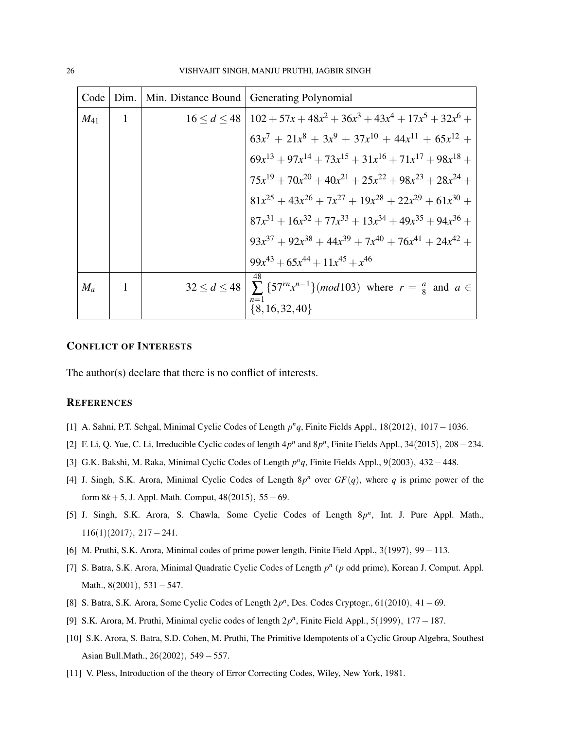| Code | Dim. | Min. Distance Bound | Generating Polynomial |
|---|---|---|---|
| $M_{41}$ | 1 | $16 \leq d \leq 48$ | $102 + 57x + 48x^2 + 36x^3 + 43x^4 + 17x^5 + 32x^6 + 63x^7 + 21x^8 + 3x^9 + 37x^{10} + 44x^{11} + 65x^{12} + 69x^{13} + 97x^{14} + 73x^{15} + 31x^{16} + 71x^{17} + 98x^{18} + 75x^{19} + 70x^{20} + 40x^{21} + 25x^{22} + 98x^{23} + 28x^{24} + 81x^{25} + 43x^{26} + 7x^{27} + 19x^{28} + 22x^{29} + 61x^{30} + 87x^{31} + 16x^{32} + 77x^{33} + 13x^{34} + 49x^{35} + 94x^{36} + 93x^{37} + 92x^{38} + 44x^{39} + 7x^{40} + 76x^{41} + 24x^{42} + 99x^{43} + 65x^{44} + 11x^{45} + x^{46}$ |
| $M_a$ | 1 | $32 \leq d \leq 48$ | $\sum_{n=1}^{48} \{57^{rn}x^{n-1}\}(mod 103)$ where $r = \frac{a}{8}$ and $a \in \{8, 16, 32, 40\}$ |

## Conflict of Interests

The author(s) declare that there is no conflict of interests.

## References

[1] A. Sahni, P.T. Sehgal, Minimal Cyclic Codes of Length $p^n q$, Finite Fields Appl., 18(2012), 1017 − 1036.

[2] F. Li, Q. Yue, C. Li, Irreducible Cyclic codes of length $4p^n$ and $8p^n$, Finite Fields Appl., 34(2015), 208 − 234.

[3] G.K. Bakshi, M. Raka, Minimal Cyclic Codes of Length $p^n q$, Finite Fields Appl., 9(2003), 432 − 448.

[4] J. Singh, S.K. Arora, Minimal Cyclic Codes of Length $8p^n$ over $GF(q)$, where $q$ is prime power of the form $8k+5$, J. Appl. Math. Comput, 48(2015), 55 − 69.

[5] J. Singh, S.K. Arora, S. Chawla, Some Cyclic Codes of Length $8p^n$, Int. J. Pure Appl. Math., 116(1)(2017), 217 − 241.

[6] M. Pruthi, S.K. Arora, Minimal codes of prime power length, Finite Field Appl., 3(1997), 99 − 113.

[7] S. Batra, S.K. Arora, Minimal Quadratic Cyclic Codes of Length $p^n$ ($p$ odd prime), Korean J. Comput. Appl. Math., 8(2001), 531 − 547.

[8] S. Batra, S.K. Arora, Some Cyclic Codes of Length $2p^n$, Des. Codes Cryptogr., 61(2010), 41 − 69.

[9] S.K. Arora, M. Pruthi, Minimal cyclic codes of length $2p^n$, Finite Field Appl., 5(1999), 177 − 187.

[10] S.K. Arora, S. Batra, S.D. Cohen, M. Pruthi, The Primitive Idempotents of a Cyclic Group Algebra, Southest Asian Bull.Math., 26(2002), 549 − 557.

[11] V. Pless, Introduction of the theory of Error Correcting Codes, Wiley, New York, 1981.